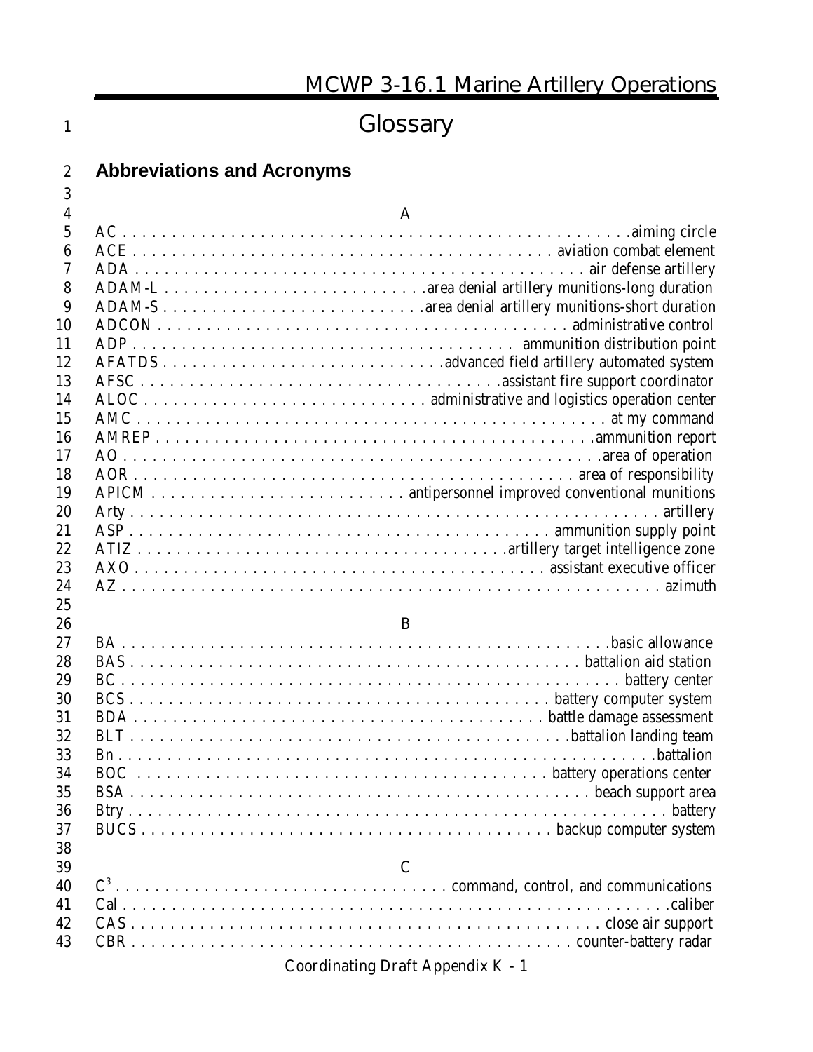# Glossary

## Abbreviations and Acronyms

### A

AC . . . . . aiming circle
ACE . . . . . aviation combat element
ADA . . . . . air defense artillery
ADAM-L . . . . . area denial artillery munitions-long duration
ADAM-S . . . . . area denial artillery munitions-short duration
ADCON . . . . . administrative control
ADP . . . . . ammunition distribution point
AFATDS . . . . . advanced field artillery automated system
AFSC . . . . . assistant fire support coordinator
ALOC . . . . . administrative and logistics operation center
AMC . . . . . at my command
AMREP . . . . . ammunition report
AO . . . . . area of operation
AOR . . . . . area of responsibility
APICM . . . . . antipersonnel improved conventional munitions
Arty . . . . . artillery
ASP . . . . . ammunition supply point
ATIZ . . . . . artillery target intelligence zone
AXO . . . . . assistant executive officer
AZ . . . . . azimuth

### B

BA . . . . . basic allowance
BAS . . . . . battalion aid station
BC . . . . . battery center
BCS . . . . . battery computer system
BDA . . . . . battle damage assessment
BLT . . . . . battalion landing team
Bn . . . . . battalion
BOC . . . . . battery operations center
BSA . . . . . beach support area
Btry . . . . . battery
BUCS . . . . . backup computer system

### C

$C^3$ . . . . . command, control, and communications
Cal . . . . . caliber
CAS . . . . . close air support
CBR . . . . . counter-battery radar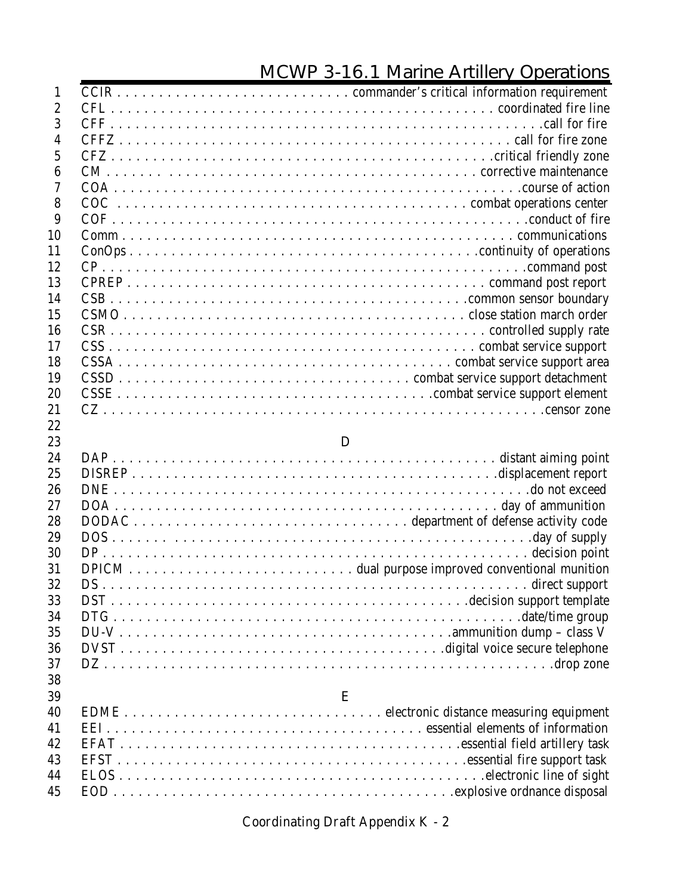CCIR . . . . . . . . . . . . . . . . . . . . . . . . . . . . commander's critical information requirement
CFL . . . . . . . . . . . . . . . . . . . . . . . . . . . . . . . . . . . . . . . . . . . . . . coordinated fire line
CFF . . . . . . . . . . . . . . . . . . . . . . . . . . . . . . . . . . . . . . . . . . . . . . . . .call for fire
CFFZ . . . . . . . . . . . . . . . . . . . . . . . . . . . . . . . . . . . . . . . . . . . . . call for fire zone
CFZ . . . . . . . . . . . . . . . . . . . . . . . . . . . . . . . . . . . . . . . . . . .critical friendly zone
CM . . . . . . . . . . . . . . . . . . . . . . . . . . . . . . . . . . . . . . . . . . . corrective maintenance
COA . . . . . . . . . . . . . . . . . . . . . . . . . . . . . . . . . . . . . . . . . . . . . . .course of action
COC . . . . . . . . . . . . . . . . . . . . . . . . . . . . . . . . . . . . . . . . combat operations center
COF . . . . . . . . . . . . . . . . . . . . . . . . . . . . . . . . . . . . . . . . . . . . . . . . .conduct of fire
Comm . . . . . . . . . . . . . . . . . . . . . . . . . . . . . . . . . . . . . . . . . . . . . . communications
ConOps . . . . . . . . . . . . . . . . . . . . . . . . . . . . . . . . . . . . . . . . .continuity of operations
CP . . . . . . . . . . . . . . . . . . . . . . . . . . . . . . . . . . . . . . . . . . . . . . . . . . .command post
CPREP . . . . . . . . . . . . . . . . . . . . . . . . . . . . . . . . . . . . . . . . . . command post report
CSB . . . . . . . . . . . . . . . . . . . . . . . . . . . . . . . . . . . . . . . . . .common sensor boundary
CSMO . . . . . . . . . . . . . . . . . . . . . . . . . . . . . . . . . . . . . . . close station march order
CSR . . . . . . . . . . . . . . . . . . . . . . . . . . . . . . . . . . . . . . . . . . . . controlled supply rate
CSS . . . . . . . . . . . . . . . . . . . . . . . . . . . . . . . . . . . . . . . . . . . combat service support
CSSA . . . . . . . . . . . . . . . . . . . . . . . . . . . . . . . . . . . . . . combat service support area
CSSD . . . . . . . . . . . . . . . . . . . . . . . . . . . . . . . . . . combat service support detachment
CSSE . . . . . . . . . . . . . . . . . . . . . . . . . . . . . . . . . . . .combat service support element
CZ . . . . . . . . . . . . . . . . . . . . . . . . . . . . . . . . . . . . . . . . . . . . . . . . . . . . .censor zone

## D

DAP . . . . . . . . . . . . . . . . . . . . . . . . . . . . . . . . . . . . . . . . . . . . . distant aiming point
DISREP . . . . . . . . . . . . . . . . . . . . . . . . . . . . . . . . . . . . . . . . . . . .displacement report
DNE . . . . . . . . . . . . . . . . . . . . . . . . . . . . . . . . . . . . . . . . . . . . . . . . . . .do not exceed
DOA . . . . . . . . . . . . . . . . . . . . . . . . . . . . . . . . . . . . . . . . . . . . . . . day of ammunition
DODAC . . . . . . . . . . . . . . . . . . . . . . . . . . . . . . . . department of defense activity code
DOS . . . . . . . . . . . . . . . . . . . . . . . . . . . . . . . . . . . . . . . . . . . . . . . . . . . . .day of supply
DP . . . . . . . . . . . . . . . . . . . . . . . . . . . . . . . . . . . . . . . . . . . . . . . . . . . . . decision point
DPICM . . . . . . . . . . . . . . . . . . . . . . . . . . . dual purpose improved conventional munition
DS . . . . . . . . . . . . . . . . . . . . . . . . . . . . . . . . . . . . . . . . . . . . . . . . . . . . . direct support
DST . . . . . . . . . . . . . . . . . . . . . . . . . . . . . . . . . . . . . . . . . . . . .decision support template
DTG . . . . . . . . . . . . . . . . . . . . . . . . . . . . . . . . . . . . . . . . . . . . . . . . . . . .date/time group
DU-V . . . . . . . . . . . . . . . . . . . . . . . . . . . . . . . . . . . . . . .ammunition dump – class V
DVST . . . . . . . . . . . . . . . . . . . . . . . . . . . . . . . . . . . . . .digital voice secure telephone
DZ . . . . . . . . . . . . . . . . . . . . . . . . . . . . . . . . . . . . . . . . . . . . . . . . . . . . . . . . .drop zone

## E

EDME . . . . . . . . . . . . . . . . . . . . . . . . . . . . . . . . electronic distance measuring equipment
EEI . . . . . . . . . . . . . . . . . . . . . . . . . . . . . . . . . . . . . . . . . essential elements of information
EFAT . . . . . . . . . . . . . . . . . . . . . . . . . . . . . . . . . . . . . . . . .essential field artillery task
EFST . . . . . . . . . . . . . . . . . . . . . . . . . . . . . . . . . . . . . . . . . . .essential fire support task
ELOS . . . . . . . . . . . . . . . . . . . . . . . . . . . . . . . . . . . . . . . . . . . . .electronic line of sight
EOD . . . . . . . . . . . . . . . . . . . . . . . . . . . . . . . . . . . . . . . . . . . .explosive ordnance disposal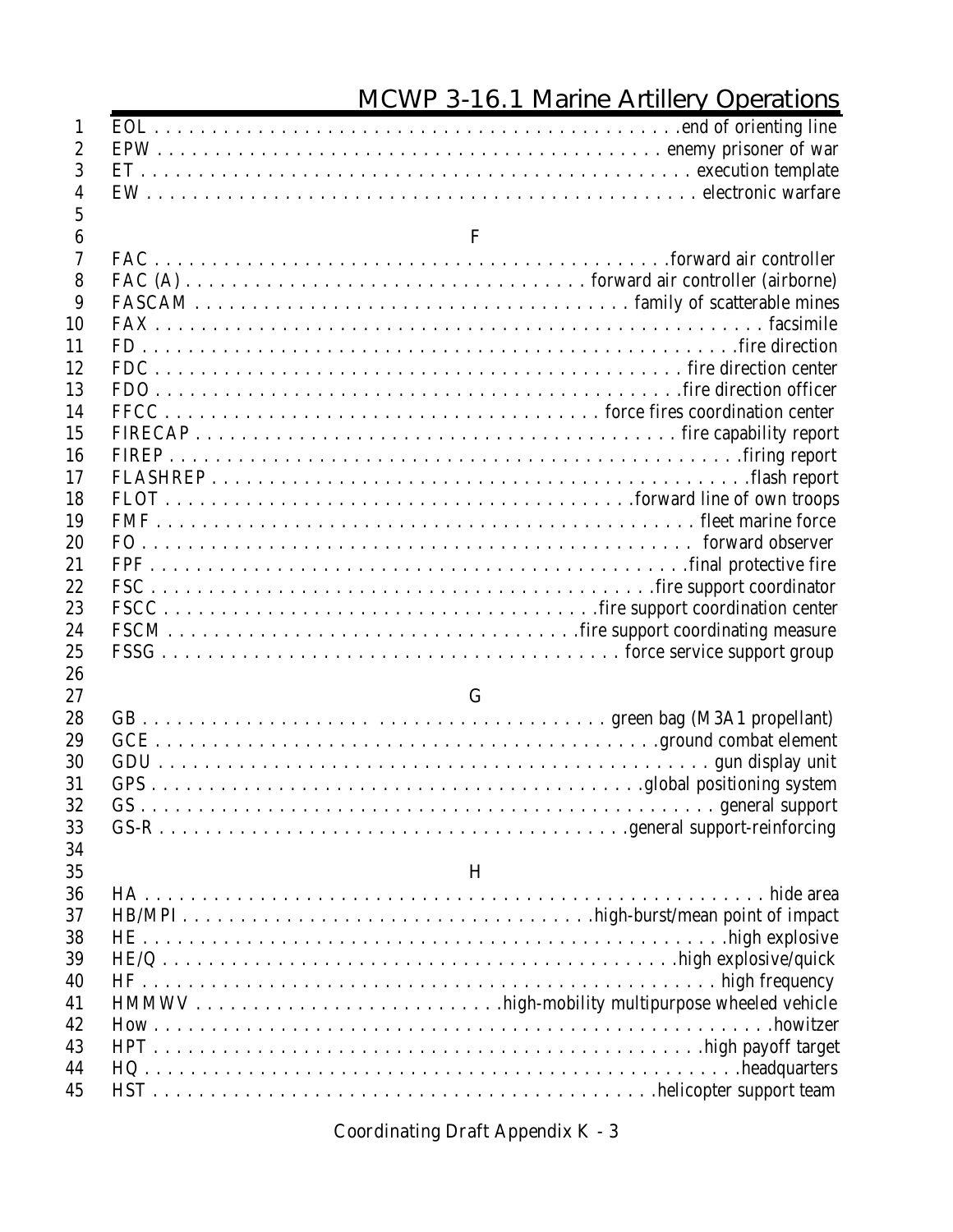EOL . . . . . . . . . . . . . . . . . . . . . . . . . . . . . . . . . . . . . . . . . . . .end of orienting line
EPW . . . . . . . . . . . . . . . . . . . . . . . . . . . . . . . . . . . . . . . . . . enemy prisoner of war
ET . . . . . . . . . . . . . . . . . . . . . . . . . . . . . . . . . . . . . . . . . . . . . . execution template
EW . . . . . . . . . . . . . . . . . . . . . . . . . . . . . . . . . . . . . . . . . . . . . electronic warfare

## F

FAC . . . . . . . . . . . . . . . . . . . . . . . . . . . . . . . . . . . . . . . . . . .forward air controller
FAC (A) . . . . . . . . . . . . . . . . . . . . . . . . . . . . . . . . . . forward air controller (airborne)
FASCAM . . . . . . . . . . . . . . . . . . . . . . . . . . . . . . . . . . . . . family of scatterable mines
FAX . . . . . . . . . . . . . . . . . . . . . . . . . . . . . . . . . . . . . . . . . . . . . . . . . . . . . facsimile
FD . . . . . . . . . . . . . . . . . . . . . . . . . . . . . . . . . . . . . . . . . . . . . . . . . . .fire direction
FDC . . . . . . . . . . . . . . . . . . . . . . . . . . . . . . . . . . . . . . . . . . . . . fire direction center
FDO . . . . . . . . . . . . . . . . . . . . . . . . . . . . . . . . . . . . . . . . . . . . .fire direction officer
FFCC . . . . . . . . . . . . . . . . . . . . . . . . . . . . . . . . . . . . force fires coordination center
FIRECAP . . . . . . . . . . . . . . . . . . . . . . . . . . . . . . . . . . . . . . . . . fire capability report
FIREP . . . . . . . . . . . . . . . . . . . . . . . . . . . . . . . . . . . . . . . . . . . . . . . . . .firing report
FLASHREP . . . . . . . . . . . . . . . . . . . . . . . . . . . . . . . . . . . . . . . . . . . . . . .flash report
FLOT . . . . . . . . . . . . . . . . . . . . . . . . . . . . . . . . . . . . . . . .forward line of own troops
FMF . . . . . . . . . . . . . . . . . . . . . . . . . . . . . . . . . . . . . . . . . . . . . . . fleet marine force
FO . . . . . . . . . . . . . . . . . . . . . . . . . . . . . . . . . . . . . . . . . . . . . . . . . forward observer
FPF . . . . . . . . . . . . . . . . . . . . . . . . . . . . . . . . . . . . . . . . . . . . . . .final protective fire
FSC . . . . . . . . . . . . . . . . . . . . . . . . . . . . . . . . . . . . . . . . . . .fire support coordinator
FSCC . . . . . . . . . . . . . . . . . . . . . . . . . . . . . . . . . . . . . .fire support coordination center
FSCM . . . . . . . . . . . . . . . . . . . . . . . . . . . . . . . . . . . .fire support coordinating measure
FSSG . . . . . . . . . . . . . . . . . . . . . . . . . . . . . . . . . . . . . . . . force service support group

## G

GB . . . . . . . . . . . . . . . . . . . . . . . . . . . . . . . . . . . . . . . . green bag (M3A1 propellant)
GCE . . . . . . . . . . . . . . . . . . . . . . . . . . . . . . . . . . . . . . . . . . . .ground combat element
GDU . . . . . . . . . . . . . . . . . . . . . . . . . . . . . . . . . . . . . . . . . . . . . . . . gun display unit
GPS . . . . . . . . . . . . . . . . . . . . . . . . . . . . . . . . . . . . . . . . . . .global positioning system
GS . . . . . . . . . . . . . . . . . . . . . . . . . . . . . . . . . . . . . . . . . . . . . . . . . . general support
GS-R . . . . . . . . . . . . . . . . . . . . . . . . . . . . . . . . . . . . . . . . .general support-reinforcing

## H

HA . . . . . . . . . . . . . . . . . . . . . . . . . . . . . . . . . . . . . . . . . . . . . . . . . . . . . . . hide area
HB/MPI . . . . . . . . . . . . . . . . . . . . . . . . . . . . . . . . . . . .high-burst/mean point of impact
HE . . . . . . . . . . . . . . . . . . . . . . . . . . . . . . . . . . . . . . . . . . . . . . . . . . . .high explosive
HE/Q . . . . . . . . . . . . . . . . . . . . . . . . . . . . . . . . . . . . . . . . . . . . . .high explosive/quick
HF . . . . . . . . . . . . . . . . . . . . . . . . . . . . . . . . . . . . . . . . . . . . . . . . . . . high frequency
HMMWV . . . . . . . . . . . . . . . . . . . . . . . . . .high-mobility multipurpose wheeled vehicle
How . . . . . . . . . . . . . . . . . . . . . . . . . . . . . . . . . . . . . . . . . . . . . . . . . . . . . . .howitzer
HPT . . . . . . . . . . . . . . . . . . . . . . . . . . . . . . . . . . . . . . . . . . . . . . . . .high payoff target
HQ . . . . . . . . . . . . . . . . . . . . . . . . . . . . . . . . . . . . . . . . . . . . . . . . . . . . .headquarters
HST . . . . . . . . . . . . . . . . . . . . . . . . . . . . . . . . . . . . . . . . . .helicopter support team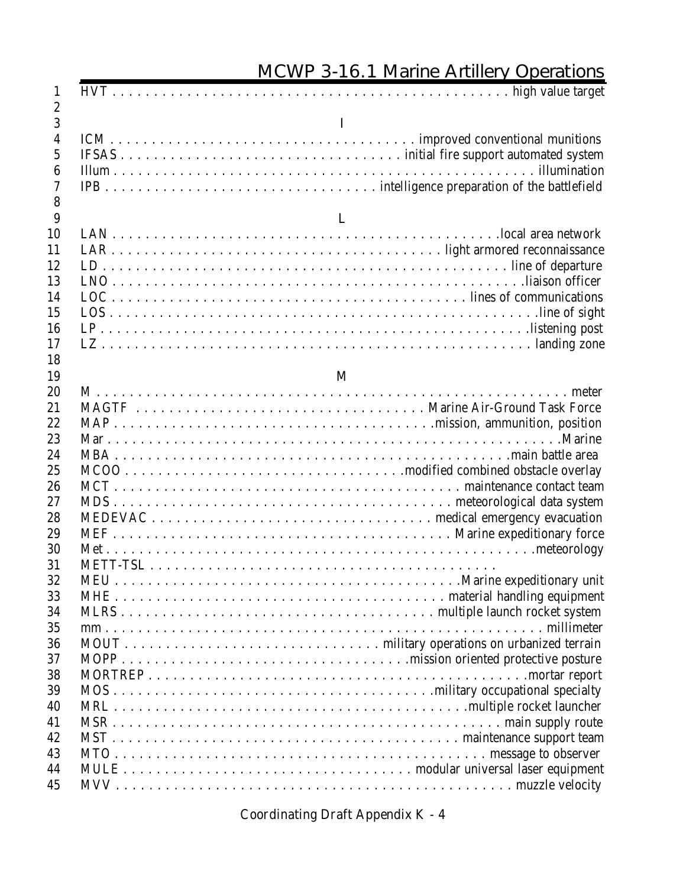HVT . . . . . . . . . . . . . . . . . . . . . . . . . . . . . . . . . . . . . . . . . . . . . . . high value target

I

ICM . . . . . . . . . . . . . . . . . . . . . . . . . . . . . . . . . . . . . improved conventional munitions
IFSAS . . . . . . . . . . . . . . . . . . . . . . . . . . . . . . . . . initial fire support automated system
Illum . . . . . . . . . . . . . . . . . . . . . . . . . . . . . . . . . . . . . . . . . . . . . . . . . . illumination
IPB . . . . . . . . . . . . . . . . . . . . . . . . . . . . . . intelligence preparation of the battlefield

L

LAN . . . . . . . . . . . . . . . . . . . . . . . . . . . . . . . . . . . . . . . . . . . . . . . .local area network
LAR . . . . . . . . . . . . . . . . . . . . . . . . . . . . . . . . . . . . . . . . light armored reconnaissance
LD . . . . . . . . . . . . . . . . . . . . . . . . . . . . . . . . . . . . . . . . . . . . . . . . . . line of departure
LNO . . . . . . . . . . . . . . . . . . . . . . . . . . . . . . . . . . . . . . . . . . . . . . . . . . .liaison officer
LOC . . . . . . . . . . . . . . . . . . . . . . . . . . . . . . . . . . . . . . . . . . . . lines of communications
LOS . . . . . . . . . . . . . . . . . . . . . . . . . . . . . . . . . . . . . . . . . . . . . . . . . . . . . .line of sight
LP . . . . . . . . . . . . . . . . . . . . . . . . . . . . . . . . . . . . . . . . . . . . . . . . . . . . .listening post
LZ . . . . . . . . . . . . . . . . . . . . . . . . . . . . . . . . . . . . . . . . . . . . . . . . . . . . . landing zone

M

M . . . . . . . . . . . . . . . . . . . . . . . . . . . . . . . . . . . . . . . . . . . . . . . . . . . . . . . . . . meter
MAGTF . . . . . . . . . . . . . . . . . . . . . . . . . . . . . . . . . . . . Marine Air-Ground Task Force
MAP . . . . . . . . . . . . . . . . . . . . . . . . . . . . . . . . . . . . . . . .mission, ammunition, position
Mar . . . . . . . . . . . . . . . . . . . . . . . . . . . . . . . . . . . . . . . . . . . . . . . . . . . . . . . . . .Marine
MBA . . . . . . . . . . . . . . . . . . . . . . . . . . . . . . . . . . . . . . . . . . . . . . . . .main battle area
MCOO . . . . . . . . . . . . . . . . . . . . . . . . . . . . . . . . .modified combined obstacle overlay
MCT . . . . . . . . . . . . . . . . . . . . . . . . . . . . . . . . . . . . . . . . . . . maintenance contact team
MDS . . . . . . . . . . . . . . . . . . . . . . . . . . . . . . . . . . . . . . . . . . meteorological data system
MEDEVAC . . . . . . . . . . . . . . . . . . . . . . . . . . . . . . . . . . medical emergency evacuation
MEF . . . . . . . . . . . . . . . . . . . . . . . . . . . . . . . . . . . . . . . . . . . Marine expeditionary force
Met . . . . . . . . . . . . . . . . . . . . . . . . . . . . . . . . . . . . . . . . . . . . . . . . . . . . . .meteorology
METT-TSL . . . . . . . . . . . . . . . . . . . . . . . . . . . . . . . . . . . . . . . . . . .
MEU . . . . . . . . . . . . . . . . . . . . . . . . . . . . . . . . . . . . . . . . . . . .Marine expeditionary unit
MHE . . . . . . . . . . . . . . . . . . . . . . . . . . . . . . . . . . . . . . . . . . material handling equipment
MLRS . . . . . . . . . . . . . . . . . . . . . . . . . . . . . . . . . . . . . . . . multiple launch rocket system
mm . . . . . . . . . . . . . . . . . . . . . . . . . . . . . . . . . . . . . . . . . . . . . . . . . . . . . . . millimeter
MOUT . . . . . . . . . . . . . . . . . . . . . . . . . . . . . . . military operations on urbanized terrain
MOPP . . . . . . . . . . . . . . . . . . . . . . . . . . . . . . . . . . . .mission oriented protective posture
MORTREP . . . . . . . . . . . . . . . . . . . . . . . . . . . . . . . . . . . . . . . . . . . . . . . .mortar report
MOS . . . . . . . . . . . . . . . . . . . . . . . . . . . . . . . . . . . . . . . . .military occupational specialty
MRL . . . . . . . . . . . . . . . . . . . . . . . . . . . . . . . . . . . . . . . . . . . . . .multiple rocket launcher
MSR . . . . . . . . . . . . . . . . . . . . . . . . . . . . . . . . . . . . . . . . . . . . . . . . . . main supply route
MST . . . . . . . . . . . . . . . . . . . . . . . . . . . . . . . . . . . . . . . . . . . maintenance support team
MTO . . . . . . . . . . . . . . . . . . . . . . . . . . . . . . . . . . . . . . . . . . . . . . . message to observer
MULE . . . . . . . . . . . . . . . . . . . . . . . . . . . . . . . . . . . . modular universal laser equipment
MVV . . . . . . . . . . . . . . . . . . . . . . . . . . . . . . . . . . . . . . . . . . . . . . . . . . . muzzle velocity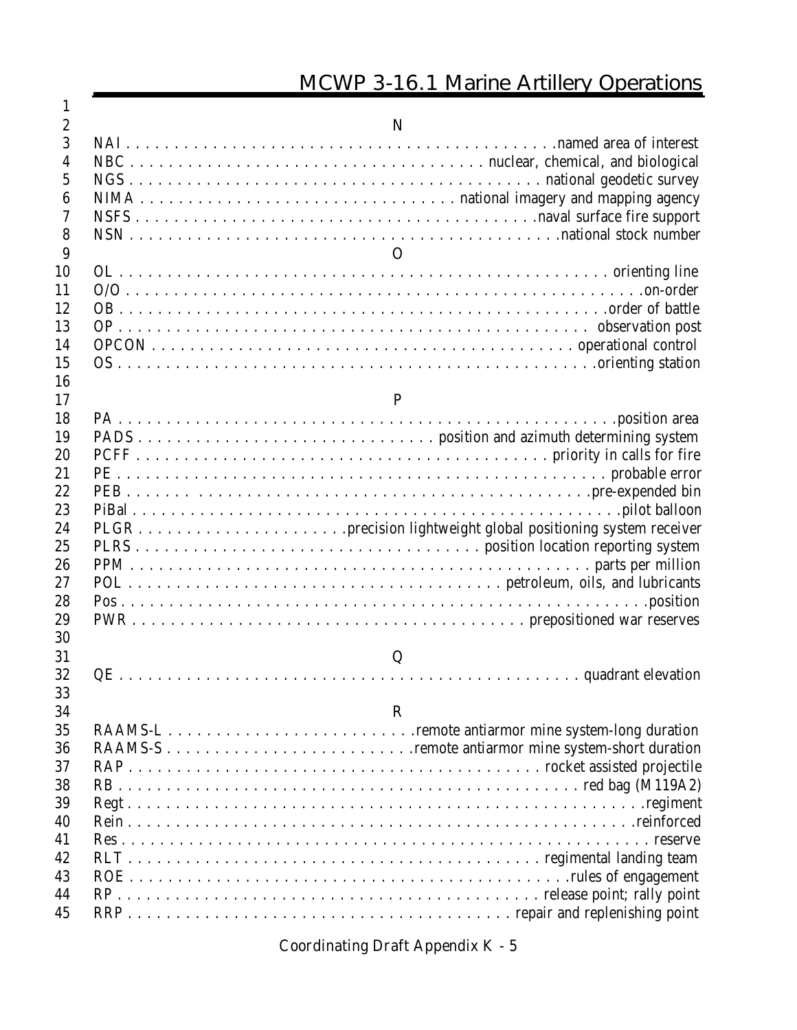## N

NAI . . . named area of interest
NBC . . . nuclear, chemical, and biological
NGS . . . national geodetic survey
NIMA . . . national imagery and mapping agency
NSFS . . . naval surface fire support
NSN . . . national stock number

## O

OL . . . orienting line
O/O . . . on-order
OB . . . order of battle
OP . . . observation post
OPCON . . . operational control
OS . . . orienting station

## P

PA . . . position area
PADS . . . position and azimuth determining system
PCFF . . . priority in calls for fire
PE . . . probable error
PEB . . . pre-expended bin
PiBal . . . pilot balloon
PLGR . . . precision lightweight global positioning system receiver
PLRS . . . position location reporting system
PPM . . . parts per million
POL . . . petroleum, oils, and lubricants
Pos . . . position
PWR . . . prepositioned war reserves

## Q

QE . . . quadrant elevation

## R

RAAMS-L . . . remote antiarmor mine system-long duration
RAAMS-S . . . remote antiarmor mine system-short duration
RAP . . . rocket assisted projectile
RB . . . red bag (M119A2)
Regt . . . regiment
Rein . . . reinforced
Res . . . reserve
RLT . . . regimental landing team
ROE . . . rules of engagement
RP . . . release point; rally point
RRP . . . repair and replenishing point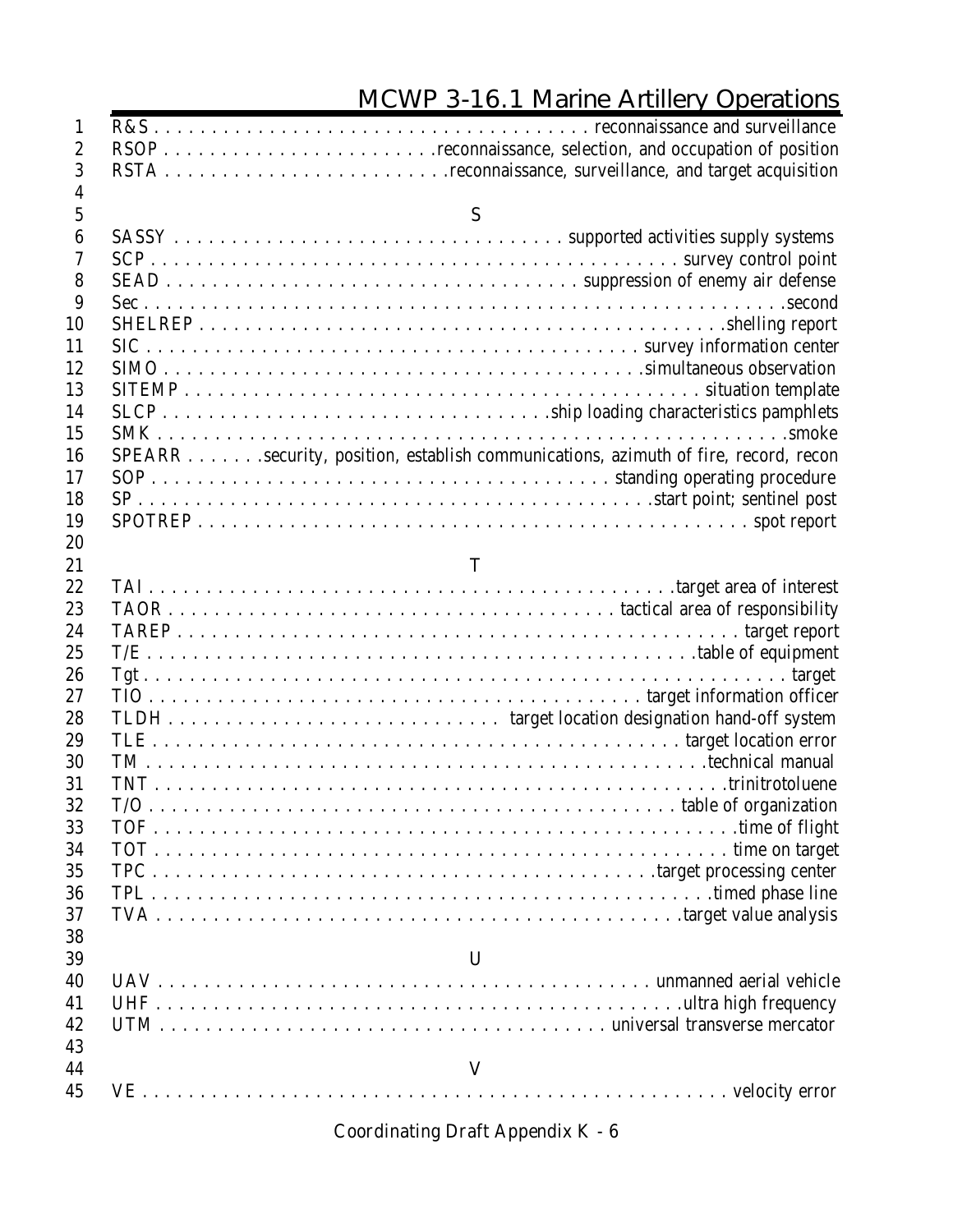R&S . . . . . . . . . . . . . . . . . . . . . . . . . . . . . . . . . . . . . . . reconnaissance and surveillance
RSOP . . . . . . . . . . . . . . . . . . . . . . . .reconnaissance, selection, and occupation of position
RSTA . . . . . . . . . . . . . . . . . . . . . . . .reconnaissance, surveillance, and target acquisition

## S

SASSY . . . . . . . . . . . . . . . . . . . . . . . . . . . . . . . . . supported activities supply systems
SCP . . . . . . . . . . . . . . . . . . . . . . . . . . . . . . . . . . . . . . . . . . . . survey control point
SEAD . . . . . . . . . . . . . . . . . . . . . . . . . . . . . . . . . . suppression of enemy air defense
Sec . . . . . . . . . . . . . . . . . . . . . . . . . . . . . . . . . . . . . . . . . . . . . . . . . . . . . . .second
SHELREP . . . . . . . . . . . . . . . . . . . . . . . . . . . . . . . . . . . . . . . . . . . . .shelling report
SIC . . . . . . . . . . . . . . . . . . . . . . . . . . . . . . . . . . . . . . . . . . survey information center
SIMO . . . . . . . . . . . . . . . . . . . . . . . . . . . . . . . . . . . . . . . . .simultaneous observation
SITEMP . . . . . . . . . . . . . . . . . . . . . . . . . . . . . . . . . . . . . . . . . . . . . situation template
SLCP . . . . . . . . . . . . . . . . . . . . . . . . . . . . . . . .ship loading characteristics pamphlets
SMK . . . . . . . . . . . . . . . . . . . . . . . . . . . . . . . . . . . . . . . . . . . . . . . . . . . . . . .smoke
SPEARR . . . . . . .security, position, establish communications, azimuth of fire, record, recon
SOP . . . . . . . . . . . . . . . . . . . . . . . . . . . . . . . . . . . . . . . . . standing operating procedure
SP . . . . . . . . . . . . . . . . . . . . . . . . . . . . . . . . . . . . . . . . . . . . . .start point; sentinel post
SPOTREP . . . . . . . . . . . . . . . . . . . . . . . . . . . . . . . . . . . . . . . . . . . . . . . . spot report

## T

TAI . . . . . . . . . . . . . . . . . . . . . . . . . . . . . . . . . . . . . . . . . . . . . .target area of interest
TAOR . . . . . . . . . . . . . . . . . . . . . . . . . . . . . . . . . . . . . . tactical area of responsibility
TAREP . . . . . . . . . . . . . . . . . . . . . . . . . . . . . . . . . . . . . . . . . . . . . . . . . target report
T/E . . . . . . . . . . . . . . . . . . . . . . . . . . . . . . . . . . . . . . . . . . . . . . . . .table of equipment
Tgt . . . . . . . . . . . . . . . . . . . . . . . . . . . . . . . . . . . . . . . . . . . . . . . . . . . . . . . . target
TIO . . . . . . . . . . . . . . . . . . . . . . . . . . . . . . . . . . . . . . . . . . . . target information officer
TLDH . . . . . . . . . . . . . . . . . . . . . . . . . . . . target location designation hand-off system
TLE . . . . . . . . . . . . . . . . . . . . . . . . . . . . . . . . . . . . . . . . . . . . . . . target location error
TM . . . . . . . . . . . . . . . . . . . . . . . . . . . . . . . . . . . . . . . . . . . . . . . . . . . .technical manual
TNT . . . . . . . . . . . . . . . . . . . . . . . . . . . . . . . . . . . . . . . . . . . . . . . . . . . . .trinitrotoluene
T/O . . . . . . . . . . . . . . . . . . . . . . . . . . . . . . . . . . . . . . . . . . . . . . . . table of organization
TOF . . . . . . . . . . . . . . . . . . . . . . . . . . . . . . . . . . . . . . . . . . . . . . . . . . . . .time of flight
TOT . . . . . . . . . . . . . . . . . . . . . . . . . . . . . . . . . . . . . . . . . . . . . . . . . . . . time on target
TPC . . . . . . . . . . . . . . . . . . . . . . . . . . . . . . . . . . . . . . . . . . . .target processing center
TPL . . . . . . . . . . . . . . . . . . . . . . . . . . . . . . . . . . . . . . . . . . . . . . . . . . . .timed phase line
TVA . . . . . . . . . . . . . . . . . . . . . . . . . . . . . . . . . . . . . . . . . . . . . . . .target value analysis

## U

UAV . . . . . . . . . . . . . . . . . . . . . . . . . . . . . . . . . . . . . . . . . . . unmanned aerial vehicle
UHF . . . . . . . . . . . . . . . . . . . . . . . . . . . . . . . . . . . . . . . . . . . . . . . .ultra high frequency
UTM . . . . . . . . . . . . . . . . . . . . . . . . . . . . . . . . . . . . . . . . universal transverse mercator

## V

VE . . . . . . . . . . . . . . . . . . . . . . . . . . . . . . . . . . . . . . . . . . . . . . . . . . . . . velocity error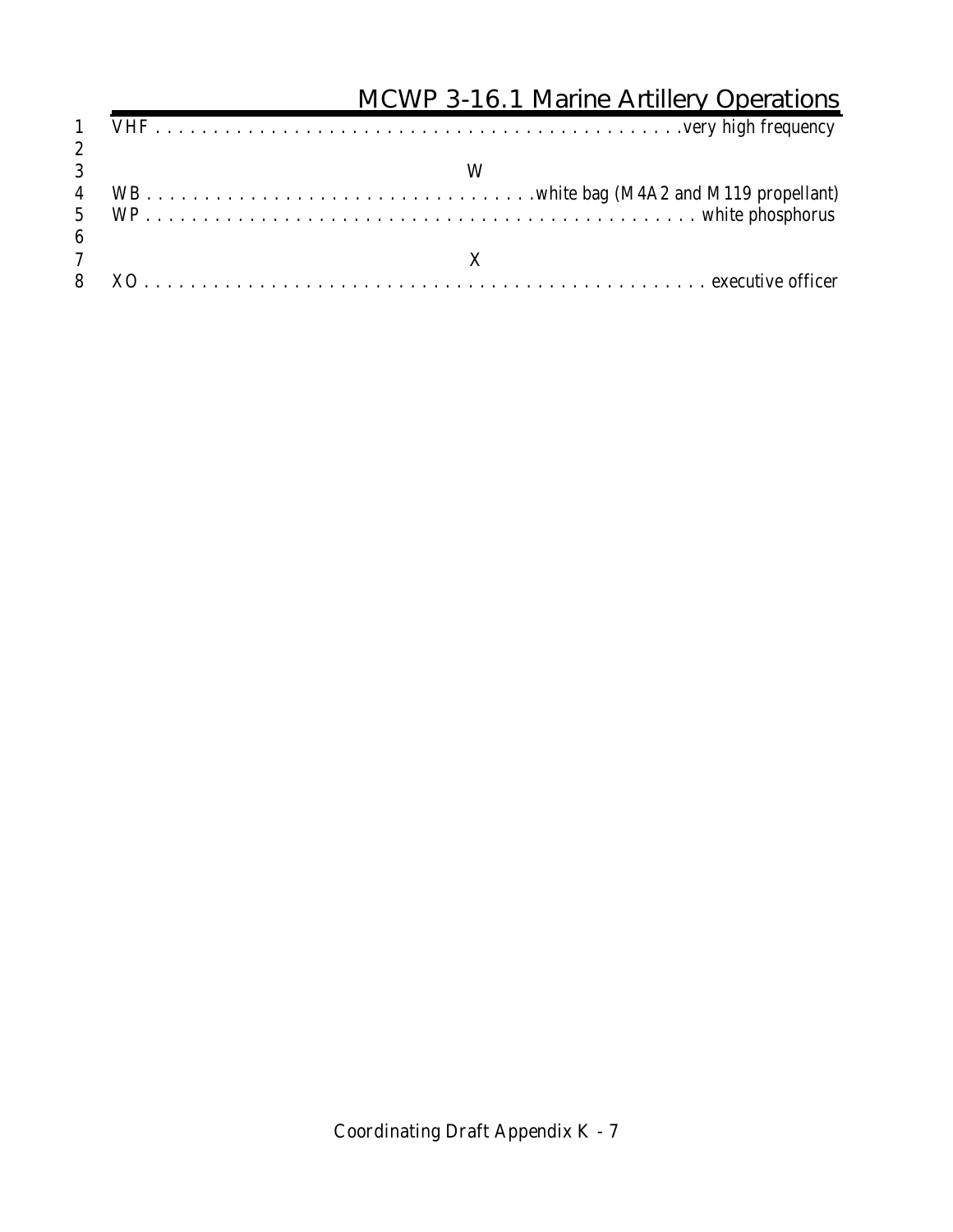VHF . . . . . . . . . . . . . . . . . . . . . . . . . . . . . . . . . . . . . . . . . . . . . .very high frequency

W

WB . . . . . . . . . . . . . . . . . . . . . . . . . . . . . . . . . .white bag (M4A2 and M119 propellant)

WP . . . . . . . . . . . . . . . . . . . . . . . . . . . . . . . . . . . . . . . . . . . . . white phosphorus

X

XO . . . . . . . . . . . . . . . . . . . . . . . . . . . . . . . . . . . . . . . . . . . . . . . executive officer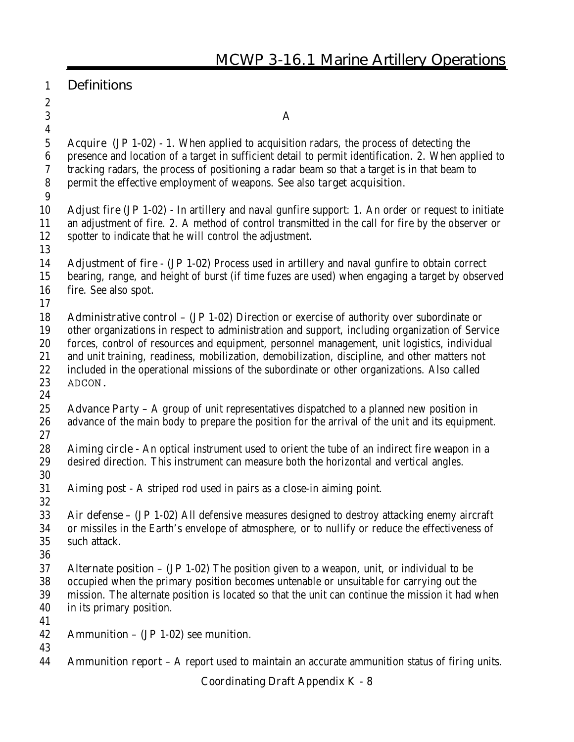# Definitions

### A

**Acquire** (JP 1-02) - 1. When applied to acquisition radars, the process of detecting the presence and location of a target in sufficient detail to permit identification. 2. When applied to tracking radars, the process of positioning a radar beam so that a target is in that beam to permit the effective employment of weapons. See also **target acquisition**.

**Adjust fire** (JP 1-02) - In artillery and naval gunfire support: 1. An order or request to initiate an adjustment of fire. 2. A method of control transmitted in the call for fire by the observer or spotter to indicate that he will control the adjustment.

**Adjustment of fire** - (JP 1-02) Process used in artillery and naval gunfire to obtain correct bearing, range, and height of burst (if time fuzes are used) when engaging a target by observed fire. See also spot.

**Administrative control** – (JP 1-02) Direction or exercise of authority over subordinate or other organizations in respect to administration and support, including organization of Service forces, control of resources and equipment, personnel management, unit logistics, individual and unit training, readiness, mobilization, demobilization, discipline, and other matters not included in the operational missions of the subordinate or other organizations. Also called ADCON.

**Advance Party** – A group of unit representatives dispatched to a planned new position in advance of the main body to prepare the position for the arrival of the unit and its equipment.

**Aiming circle** - An optical instrument used to orient the tube of an indirect fire weapon in a desired direction. This instrument can measure both the horizontal and vertical angles.

**Aiming post** - A striped rod used in pairs as a close-in aiming point.

**Air defense** – (JP 1-02) All defensive measures designed to destroy attacking enemy aircraft or missiles in the Earth's envelope of atmosphere, or to nullify or reduce the effectiveness of such attack.

**Alternate position** – (JP 1-02) The position given to a weapon, unit, or individual to be occupied when the primary position becomes untenable or unsuitable for carrying out the mission. The alternate position is located so that the unit can continue the mission it had when in its primary position.

**Ammunition** – (JP 1-02) see munition.

**Ammunition report** – A report used to maintain an accurate ammunition status of firing units.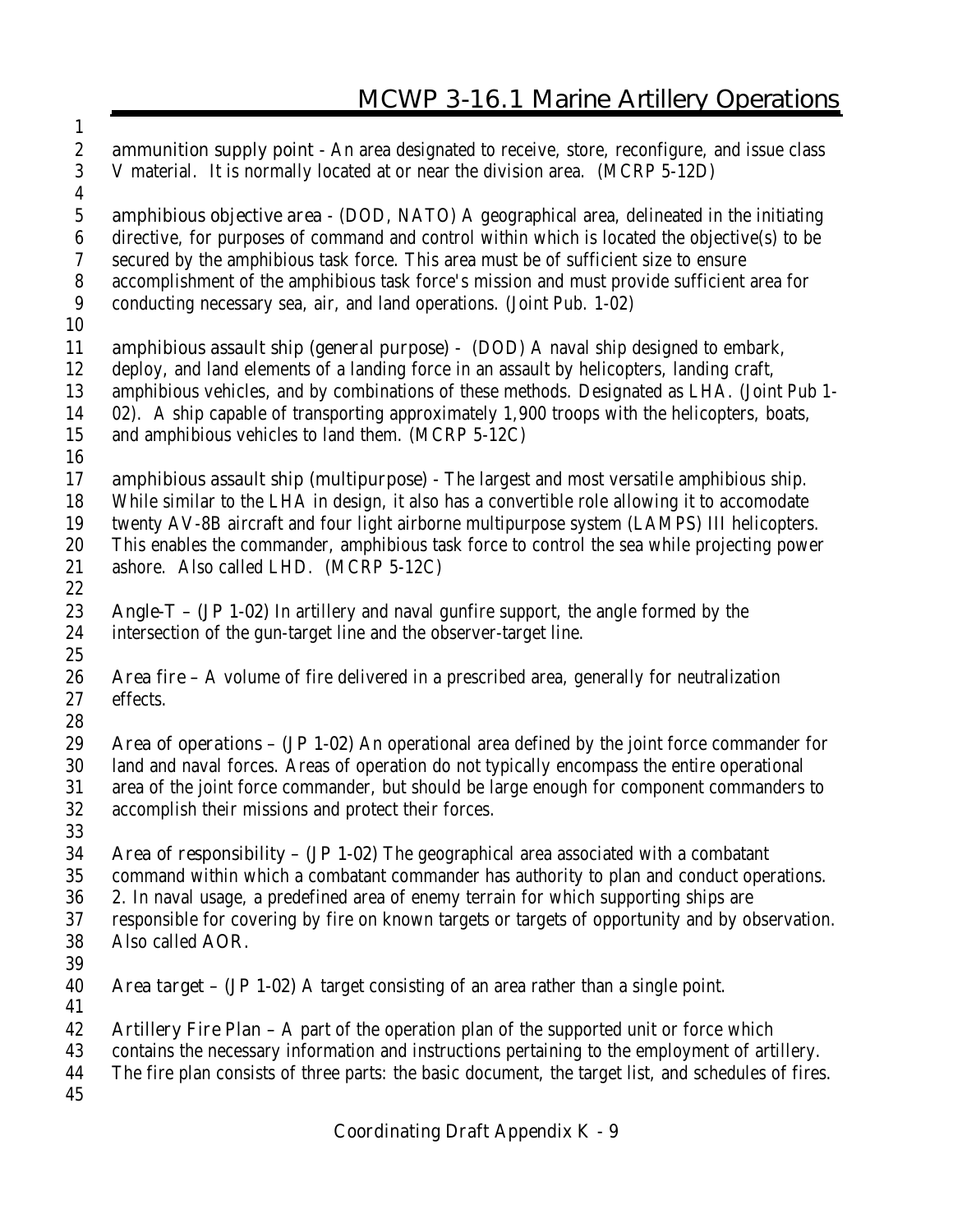**ammunition supply point** - An area designated to receive, store, reconfigure, and issue class V material. It is normally located at or near the division area. (MCRP 5-12D)

**amphibious objective area** - (DOD, NATO) A geographical area, delineated in the initiating directive, for purposes of command and control within which is located the objective(s) to be secured by the amphibious task force. This area must be of sufficient size to ensure accomplishment of the amphibious task force's mission and must provide sufficient area for conducting necessary sea, air, and land operations. (Joint Pub. 1-02)

**amphibious assault ship (general purpose)** - (DOD) A naval ship designed to embark, deploy, and land elements of a landing force in an assault by helicopters, landing craft, amphibious vehicles, and by combinations of these methods. Designated as LHA. (Joint Pub 1-02). A ship capable of transporting approximately 1,900 troops with the helicopters, boats, and amphibious vehicles to land them. (MCRP 5-12C)

**amphibious assault ship (multipurpose)** - The largest and most versatile amphibious ship. While similar to the LHA in design, it also has a convertible role allowing it to accomodate twenty AV-8B aircraft and four light airborne multipurpose system (LAMPS) III helicopters. This enables the commander, amphibious task force to control the sea while projecting power ashore. Also called LHD. (MCRP 5-12C)

**Angle-T** – (JP 1-02) In artillery and naval gunfire support, the angle formed by the intersection of the gun-target line and the observer-target line.

**Area fire** – A volume of fire delivered in a prescribed area, generally for neutralization effects.

**Area of operations** – (JP 1-02) An operational area defined by the joint force commander for land and naval forces. Areas of operation do not typically encompass the entire operational area of the joint force commander, but should be large enough for component commanders to accomplish their missions and protect their forces.

**Area of responsibility** – (JP 1-02) The geographical area associated with a combatant command within which a combatant commander has authority to plan and conduct operations. 2. In naval usage, a predefined area of enemy terrain for which supporting ships are responsible for covering by fire on known targets or targets of opportunity and by observation. Also called AOR.

**Area target** – (JP 1-02) A target consisting of an area rather than a single point.

**Artillery Fire Plan** – A part of the operation plan of the supported unit or force which contains the necessary information and instructions pertaining to the employment of artillery. The fire plan consists of three parts: the basic document, the target list, and schedules of fires.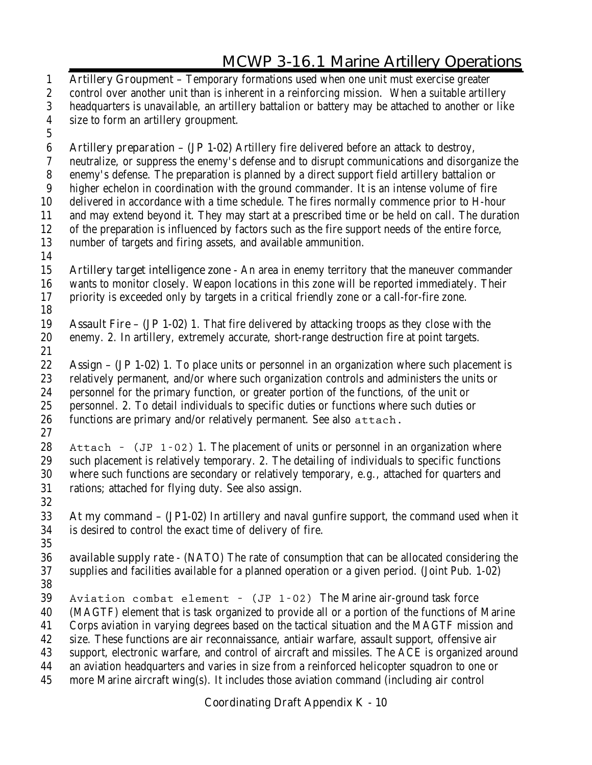**Artillery Groupment** – Temporary formations used when one unit must exercise greater control over another unit than is inherent in a reinforcing mission. When a suitable artillery headquarters is unavailable, an artillery battalion or battery may be attached to another or like size to form an artillery groupment.

**Artillery preparation** – (JP 1-02) Artillery fire delivered before an attack to destroy, neutralize, or suppress the enemy's defense and to disrupt communications and disorganize the enemy's defense. The preparation is planned by a direct support field artillery battalion or higher echelon in coordination with the ground commander. It is an intense volume of fire delivered in accordance with a time schedule. The fires normally commence prior to H-hour and may extend beyond it. They may start at a prescribed time or be held on call. The duration of the preparation is influenced by factors such as the fire support needs of the entire force, number of targets and firing assets, and available ammunition.

**Artillery target intelligence zone** - An area in enemy territory that the maneuver commander wants to monitor closely. Weapon locations in this zone will be reported immediately. Their priority is exceeded only by targets in a critical friendly zone or a call-for-fire zone.

**Assault Fire** – (JP 1-02) 1. That fire delivered by attacking troops as they close with the enemy. 2. In artillery, extremely accurate, short-range destruction fire at point targets.

**Assign** – (JP 1-02) 1. To place units or personnel in an organization where such placement is relatively permanent, and/or where such organization controls and administers the units or personnel for the primary function, or greater portion of the functions, of the unit or personnel. 2. To detail individuals to specific duties or functions where such duties or functions are primary and/or relatively permanent. See also attach.

**Attach** - (JP 1-02) 1. The placement of units or personnel in an organization where such placement is relatively temporary. 2. The detailing of individuals to specific functions where such functions are secondary or relatively temporary, e.g., attached for quarters and rations; attached for flying duty. See also assign.

**At my command** – (JP1-02) In artillery and naval gunfire support, the command used when it is desired to control the exact time of delivery of fire.

**available supply rate** - (NATO) The rate of consumption that can be allocated considering the supplies and facilities available for a planned operation or a given period. (Joint Pub. 1-02)

**Aviation combat element** - (JP 1-02) The Marine air-ground task force (MAGTF) element that is task organized to provide all or a portion of the functions of Marine Corps aviation in varying degrees based on the tactical situation and the MAGTF mission and size. These functions are air reconnaissance, antiair warfare, assault support, offensive air support, electronic warfare, and control of aircraft and missiles. The ACE is organized around an aviation headquarters and varies in size from a reinforced helicopter squadron to one or more Marine aircraft wing(s). It includes those aviation command (including air control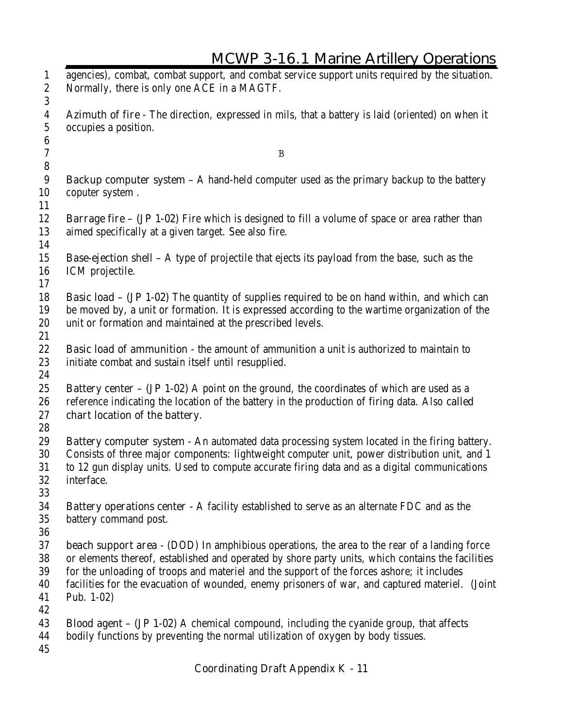agencies), combat, combat support, and combat service support units required by the situation. Normally, there is only one ACE in a MAGTF.

Azimuth of fire - The direction, expressed in mils, that a battery is laid (oriented) on when it occupies a position.

## B

Backup computer system – A hand-held computer used as the primary backup to the battery coputer system .

Barrage fire – (JP 1-02) Fire which is designed to fill a volume of space or area rather than aimed specifically at a given target. See also fire.

Base-ejection shell – A type of projectile that ejects its payload from the base, such as the ICM projectile.

Basic load – (JP 1-02) The quantity of supplies required to be on hand within, and which can be moved by, a unit or formation. It is expressed according to the wartime organization of the unit or formation and maintained at the prescribed levels.

Basic load of ammunition - the amount of ammunition a unit is authorized to maintain to initiate combat and sustain itself until resupplied.

Battery center – (JP 1-02) A point on the ground, the coordinates of which are used as a reference indicating the location of the battery in the production of firing data. Also called chart location of the battery.

Battery computer system - An automated data processing system located in the firing battery. Consists of three major components: lightweight computer unit, power distribution unit, and 1 to 12 gun display units. Used to compute accurate firing data and as a digital communications interface.

Battery operations center - A facility established to serve as an alternate FDC and as the battery command post.

beach support area - (DOD) In amphibious operations, the area to the rear of a landing force or elements thereof, established and operated by shore party units, which contains the facilities for the unloading of troops and materiel and the support of the forces ashore; it includes facilities for the evacuation of wounded, enemy prisoners of war, and captured materiel. (Joint Pub. 1-02)

Blood agent – (JP 1-02) A chemical compound, including the cyanide group, that affects bodily functions by preventing the normal utilization of oxygen by body tissues.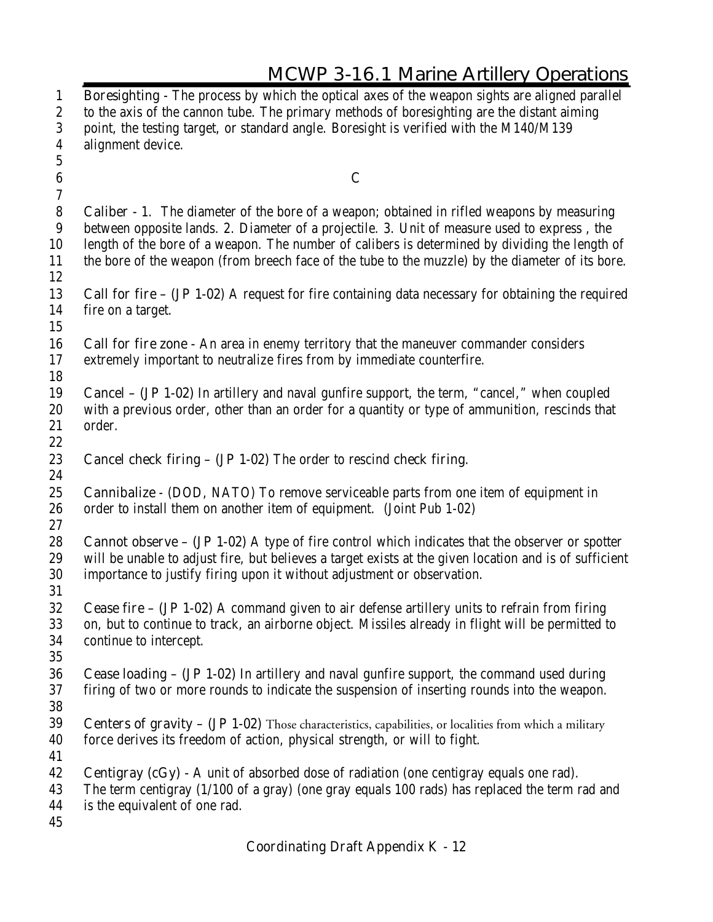Boresighting - The process by which the optical axes of the weapon sights are aligned parallel to the axis of the cannon tube. The primary methods of boresighting are the distant aiming point, the testing target, or standard angle. Boresight is verified with the M140/M139 alignment device.

## C

Caliber - 1. The diameter of the bore of a weapon; obtained in rifled weapons by measuring between opposite lands. 2. Diameter of a projectile. 3. Unit of measure used to express , the length of the bore of a weapon. The number of calibers is determined by dividing the length of the bore of the weapon (from breech face of the tube to the muzzle) by the diameter of its bore.

Call for fire – (JP 1-02) A request for fire containing data necessary for obtaining the required fire on a target.

Call for fire zone - An area in enemy territory that the maneuver commander considers extremely important to neutralize fires from by immediate counterfire.

Cancel – (JP 1-02) In artillery and naval gunfire support, the term, "cancel," when coupled with a previous order, other than an order for a quantity or type of ammunition, rescinds that order.

Cancel check firing – (JP 1-02) The order to rescind check firing.

Cannibalize - (DOD, NATO) To remove serviceable parts from one item of equipment in order to install them on another item of equipment. (Joint Pub 1-02)

Cannot observe – (JP 1-02) A type of fire control which indicates that the observer or spotter will be unable to adjust fire, but believes a target exists at the given location and is of sufficient importance to justify firing upon it without adjustment or observation.

Cease fire – (JP 1-02) A command given to air defense artillery units to refrain from firing on, but to continue to track, an airborne object. Missiles already in flight will be permitted to continue to intercept.

Cease loading – (JP 1-02) In artillery and naval gunfire support, the command used during firing of two or more rounds to indicate the suspension of inserting rounds into the weapon.

Centers of gravity – (JP 1-02) Those characteristics, capabilities, or localities from which a military force derives its freedom of action, physical strength, or will to fight.

Centigray (cGy) - A unit of absorbed dose of radiation (one centigray equals one rad). The term centigray (1/100 of a gray) (one gray equals 100 rads) has replaced the term rad and is the equivalent of one rad.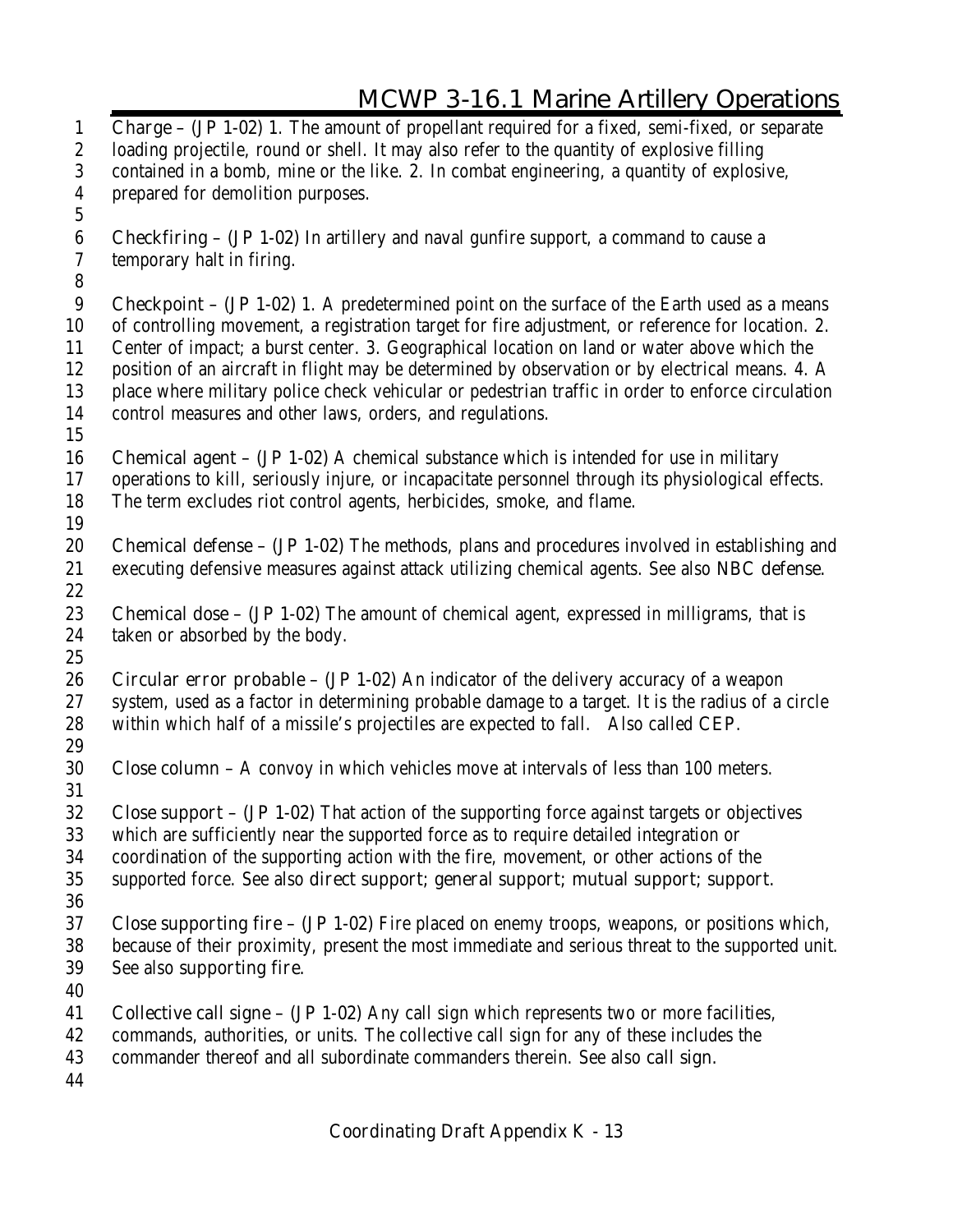**Charge** – (JP 1-02) 1. The amount of propellant required for a fixed, semi-fixed, or separate loading projectile, round or shell. It may also refer to the quantity of explosive filling contained in a bomb, mine or the like. 2. In combat engineering, a quantity of explosive, prepared for demolition purposes.

**Checkfiring** – (JP 1-02) In artillery and naval gunfire support, a command to cause a temporary halt in firing.

**Checkpoint** – (JP 1-02) 1. A predetermined point on the surface of the Earth used as a means of controlling movement, a registration target for fire adjustment, or reference for location. 2. Center of impact; a burst center. 3. Geographical location on land or water above which the position of an aircraft in flight may be determined by observation or by electrical means. 4. A place where military police check vehicular or pedestrian traffic in order to enforce circulation control measures and other laws, orders, and regulations.

**Chemical agent** – (JP 1-02) A chemical substance which is intended for use in military operations to kill, seriously injure, or incapacitate personnel through its physiological effects. The term excludes riot control agents, herbicides, smoke, and flame.

**Chemical defense** – (JP 1-02) The methods, plans and procedures involved in establishing and executing defensive measures against attack utilizing chemical agents. See also **NBC defense**.

**Chemical dose** – (JP 1-02) The amount of chemical agent, expressed in milligrams, that is taken or absorbed by the body.

**Circular error probable** – (JP 1-02) An indicator of the delivery accuracy of a weapon system, used as a factor in determining probable damage to a target. It is the radius of a circle within which half of a missile's projectiles are expected to fall. Also called **CEP**.

**Close column** – A convoy in which vehicles move at intervals of less than 100 meters.

**Close support** – (JP 1-02) That action of the supporting force against targets or objectives which are sufficiently near the supported force as to require detailed integration or coordination of the supporting action with the fire, movement, or other actions of the supported force. See also **direct support**; **general support**; **mutual support**; **support**.

**Close supporting fire** – (JP 1-02) Fire placed on enemy troops, weapons, or positions which, because of their proximity, present the most immediate and serious threat to the supported unit. See also **supporting fire**.

**Collective call signe** – (JP 1-02) Any call sign which represents two or more facilities, commands, authorities, or units. The collective call sign for any of these includes the commander thereof and all subordinate commanders therein. See also **call sign**.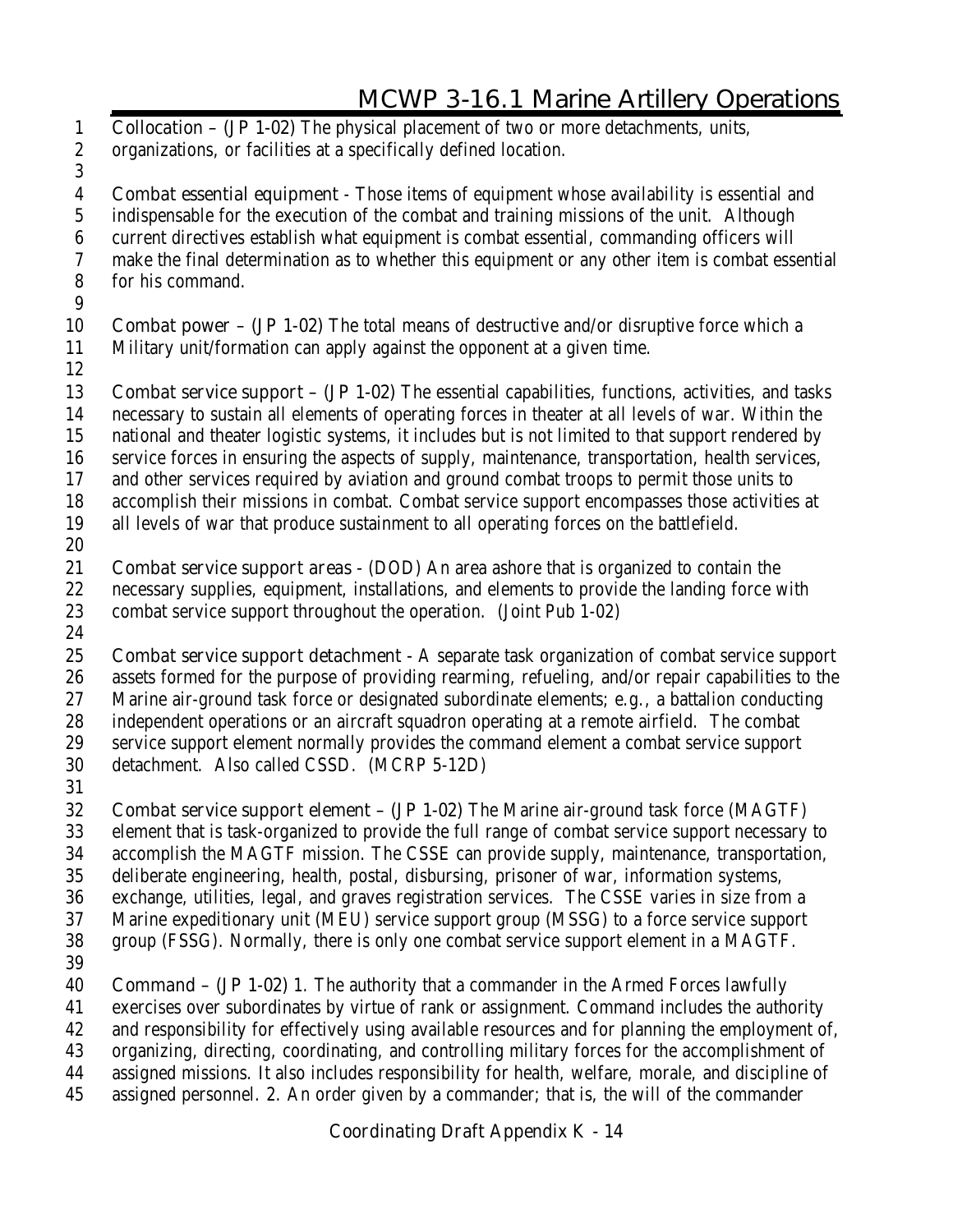**Collocation** – (JP 1-02) The physical placement of two or more detachments, units, organizations, or facilities at a specifically defined location.

**Combat essential equipment** - Those items of equipment whose availability is essential and indispensable for the execution of the combat and training missions of the unit. Although current directives establish what equipment is combat essential, commanding officers will make the final determination as to whether this equipment or any other item is combat essential for his command.

**Combat power** – (JP 1-02) The total means of destructive and/or disruptive force which a Military unit/formation can apply against the opponent at a given time.

**Combat service support** – (JP 1-02) The essential capabilities, functions, activities, and tasks necessary to sustain all elements of operating forces in theater at all levels of war. Within the national and theater logistic systems, it includes but is not limited to that support rendered by service forces in ensuring the aspects of supply, maintenance, transportation, health services, and other services required by aviation and ground combat troops to permit those units to accomplish their missions in combat. Combat service support encompasses those activities at all levels of war that produce sustainment to all operating forces on the battlefield.

**Combat service support areas** - (DOD) An area ashore that is organized to contain the necessary supplies, equipment, installations, and elements to provide the landing force with combat service support throughout the operation. (Joint Pub 1-02)

**Combat service support detachment** - A separate task organization of combat service support assets formed for the purpose of providing rearming, refueling, and/or repair capabilities to the Marine air-ground task force or designated subordinate elements; e.g., a battalion conducting independent operations or an aircraft squadron operating at a remote airfield. The combat service support element normally provides the command element a combat service support detachment. Also called CSSD. (MCRP 5-12D)

**Combat service support element** – (JP 1-02) The Marine air-ground task force (MAGTF) element that is task-organized to provide the full range of combat service support necessary to accomplish the MAGTF mission. The CSSE can provide supply, maintenance, transportation, deliberate engineering, health, postal, disbursing, prisoner of war, information systems, exchange, utilities, legal, and graves registration services. The CSSE varies in size from a Marine expeditionary unit (MEU) service support group (MSSG) to a force service support group (FSSG). Normally, there is only one combat service support element in a MAGTF.

**Command** – (JP 1-02) 1. The authority that a commander in the Armed Forces lawfully exercises over subordinates by virtue of rank or assignment. Command includes the authority and responsibility for effectively using available resources and for planning the employment of, organizing, directing, coordinating, and controlling military forces for the accomplishment of assigned missions. It also includes responsibility for health, welfare, morale, and discipline of assigned personnel. 2. An order given by a commander; that is, the will of the commander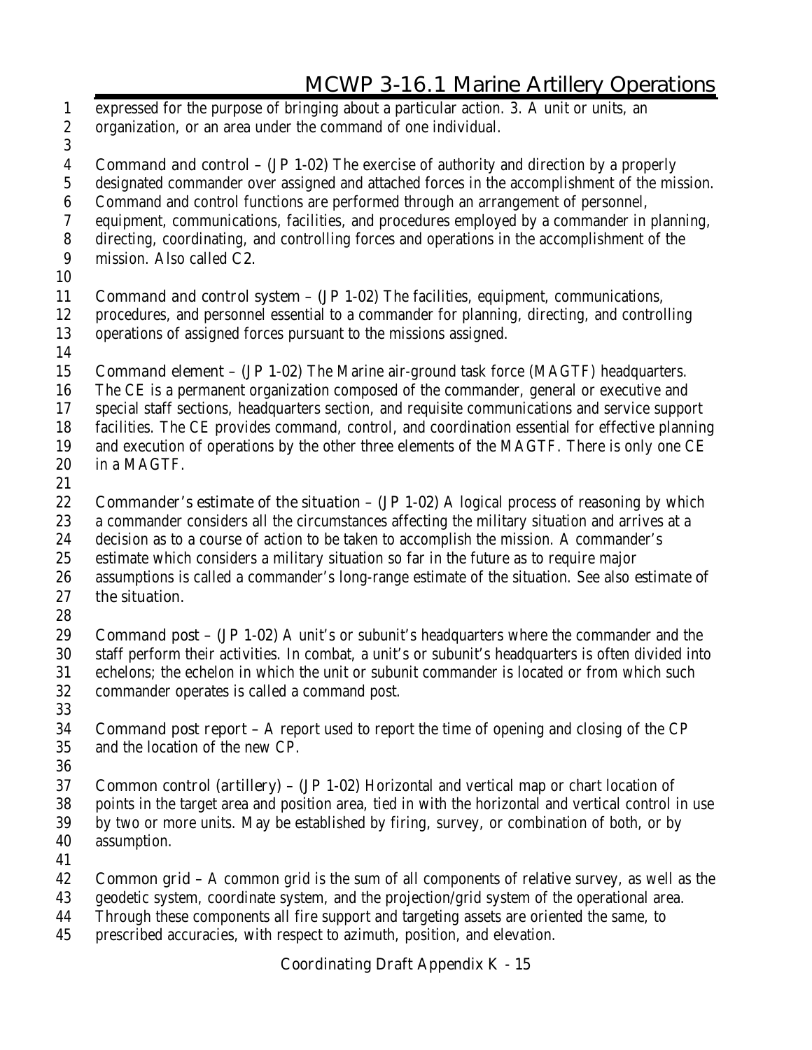expressed for the purpose of bringing about a particular action. 3. A unit or units, an organization, or an area under the command of one individual.

Command and control – (JP 1-02) The exercise of authority and direction by a properly designated commander over assigned and attached forces in the accomplishment of the mission. Command and control functions are performed through an arrangement of personnel, equipment, communications, facilities, and procedures employed by a commander in planning, directing, coordinating, and controlling forces and operations in the accomplishment of the mission. Also called C2.

Command and control system – (JP 1-02) The facilities, equipment, communications, procedures, and personnel essential to a commander for planning, directing, and controlling operations of assigned forces pursuant to the missions assigned.

Command element – (JP 1-02) The Marine air-ground task force (MAGTF) headquarters. The CE is a permanent organization composed of the commander, general or executive and special staff sections, headquarters section, and requisite communications and service support facilities. The CE provides command, control, and coordination essential for effective planning and execution of operations by the other three elements of the MAGTF. There is only one CE in a MAGTF.

Commander's estimate of the situation – (JP 1-02) A logical process of reasoning by which a commander considers all the circumstances affecting the military situation and arrives at a decision as to a course of action to be taken to accomplish the mission. A commander's estimate which considers a military situation so far in the future as to require major assumptions is called a commander's long-range estimate of the situation. See also estimate of the situation.

Command post – (JP 1-02) A unit's or subunit's headquarters where the commander and the staff perform their activities. In combat, a unit's or subunit's headquarters is often divided into echelons; the echelon in which the unit or subunit commander is located or from which such commander operates is called a command post.

Command post report – A report used to report the time of opening and closing of the CP and the location of the new CP.

Common control (artillery) – (JP 1-02) Horizontal and vertical map or chart location of points in the target area and position area, tied in with the horizontal and vertical control in use by two or more units. May be established by firing, survey, or combination of both, or by assumption.

Common grid – A common grid is the sum of all components of relative survey, as well as the geodetic system, coordinate system, and the projection/grid system of the operational area. Through these components all fire support and targeting assets are oriented the same, to prescribed accuracies, with respect to azimuth, position, and elevation.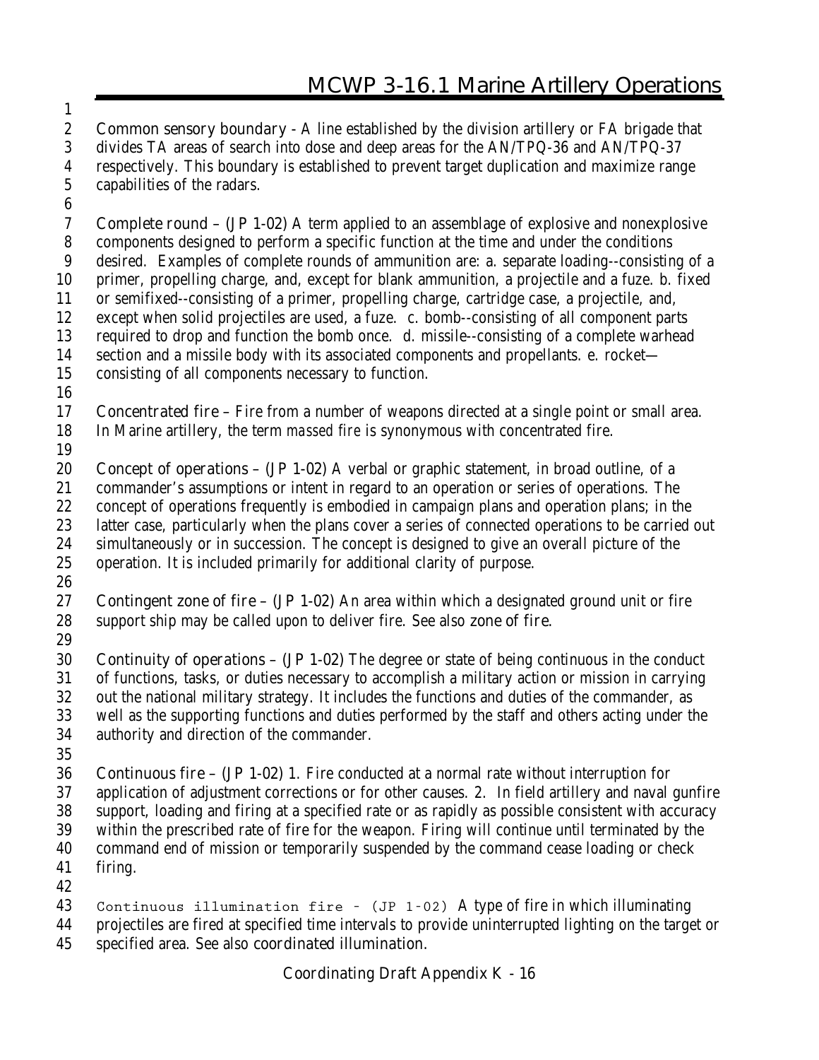**Common sensory boundary** - A line established by the division artillery or FA brigade that divides TA areas of search into dose and deep areas for the AN/TPQ-36 and AN/TPQ-37 respectively. This boundary is established to prevent target duplication and maximize range capabilities of the radars.

**Complete round** – (JP 1-02) A term applied to an assemblage of explosive and nonexplosive components designed to perform a specific function at the time and under the conditions desired. Examples of complete rounds of ammunition are: a. separate loading--consisting of a primer, propelling charge, and, except for blank ammunition, a projectile and a fuze. b. fixed or semifixed--consisting of a primer, propelling charge, cartridge case, a projectile, and, except when solid projectiles are used, a fuze. c. bomb--consisting of all component parts required to drop and function the bomb once. d. missile--consisting of a complete warhead section and a missile body with its associated components and propellants. e. rocket—consisting of all components necessary to function.

**Concentrated fire** – Fire from a number of weapons directed at a single point or small area. In Marine artillery, the term *massed fire* is synonymous with concentrated fire.

**Concept of operations** – (JP 1-02) A verbal or graphic statement, in broad outline, of a commander's assumptions or intent in regard to an operation or series of operations. The concept of operations frequently is embodied in campaign plans and operation plans; in the latter case, particularly when the plans cover a series of connected operations to be carried out simultaneously or in succession. The concept is designed to give an overall picture of the operation. It is included primarily for additional clarity of purpose.

**Contingent zone of fire** – (JP 1-02) An area within which a designated ground unit or fire support ship may be called upon to deliver fire. See also **zone of fire**.

**Continuity of operations** – (JP 1-02) The degree or state of being continuous in the conduct of functions, tasks, or duties necessary to accomplish a military action or mission in carrying out the national military strategy. It includes the functions and duties of the commander, as well as the supporting functions and duties performed by the staff and others acting under the authority and direction of the commander.

**Continuous fire** – (JP 1-02) 1. Fire conducted at a normal rate without interruption for application of adjustment corrections or for other causes. 2. In field artillery and naval gunfire support, loading and firing at a specified rate or as rapidly as possible consistent with accuracy within the prescribed rate of fire for the weapon. Firing will continue until terminated by the command end of mission or temporarily suspended by the command cease loading or check firing.

**Continuous illumination fire** - (JP 1-02) A type of fire in which illuminating projectiles are fired at specified time intervals to provide uninterrupted lighting on the target or specified area. See also **coordinated illumination**.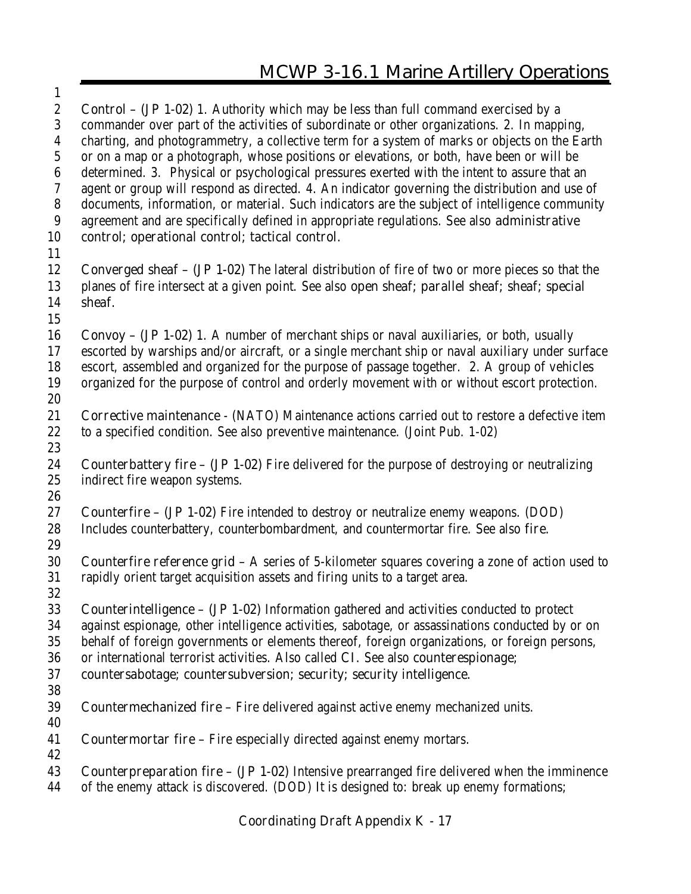**Control** – (JP 1-02) 1. Authority which may be less than full command exercised by a commander over part of the activities of subordinate or other organizations. 2. In mapping, charting, and photogrammetry, a collective term for a system of marks or objects on the Earth or on a map or a photograph, whose positions or elevations, or both, have been or will be determined. 3. Physical or psychological pressures exerted with the intent to assure that an agent or group will respond as directed. 4. An indicator governing the distribution and use of documents, information, or material. Such indicators are the subject of intelligence community agreement and are specifically defined in appropriate regulations. See also **administrative control; operational control; tactical control.**

**Converged sheaf** – (JP 1-02) The lateral distribution of fire of two or more pieces so that the planes of fire intersect at a given point. See also **open sheaf; parallel sheaf; sheaf; special sheaf.**

**Convoy** – (JP 1-02) 1. A number of merchant ships or naval auxiliaries, or both, usually escorted by warships and/or aircraft, or a single merchant ship or naval auxiliary under surface escort, assembled and organized for the purpose of passage together. 2. A group of vehicles organized for the purpose of control and orderly movement with or without escort protection.

**Corrective maintenance** - (NATO) Maintenance actions carried out to restore a defective item to a specified condition. See also preventive maintenance. (Joint Pub. 1-02)

**Counterbattery fire** – (JP 1-02) Fire delivered for the purpose of destroying or neutralizing indirect fire weapon systems.

**Counterfire** – (JP 1-02) Fire intended to destroy or neutralize enemy weapons. (DOD) Includes counterbattery, counterbombardment, and countermortar fire. See also **fire.**

**Counterfire reference grid** – A series of 5-kilometer squares covering a zone of action used to rapidly orient target acquisition assets and firing units to a target area.

**Counterintelligence** – (JP 1-02) Information gathered and activities conducted to protect against espionage, other intelligence activities, sabotage, or assassinations conducted by or on behalf of foreign governments or elements thereof, foreign organizations, or foreign persons, or international terrorist activities. Also called CI. See also **counterespionage; countersabotage; countersubversion; security; security intelligence.**

**Countermechanized fire** – Fire delivered against active enemy mechanized units.

**Countermortar fire** – Fire especially directed against enemy mortars.

**Counterpreparation fire** – (JP 1-02) Intensive prearranged fire delivered when the imminence of the enemy attack is discovered. (DOD) It is designed to: break up enemy formations;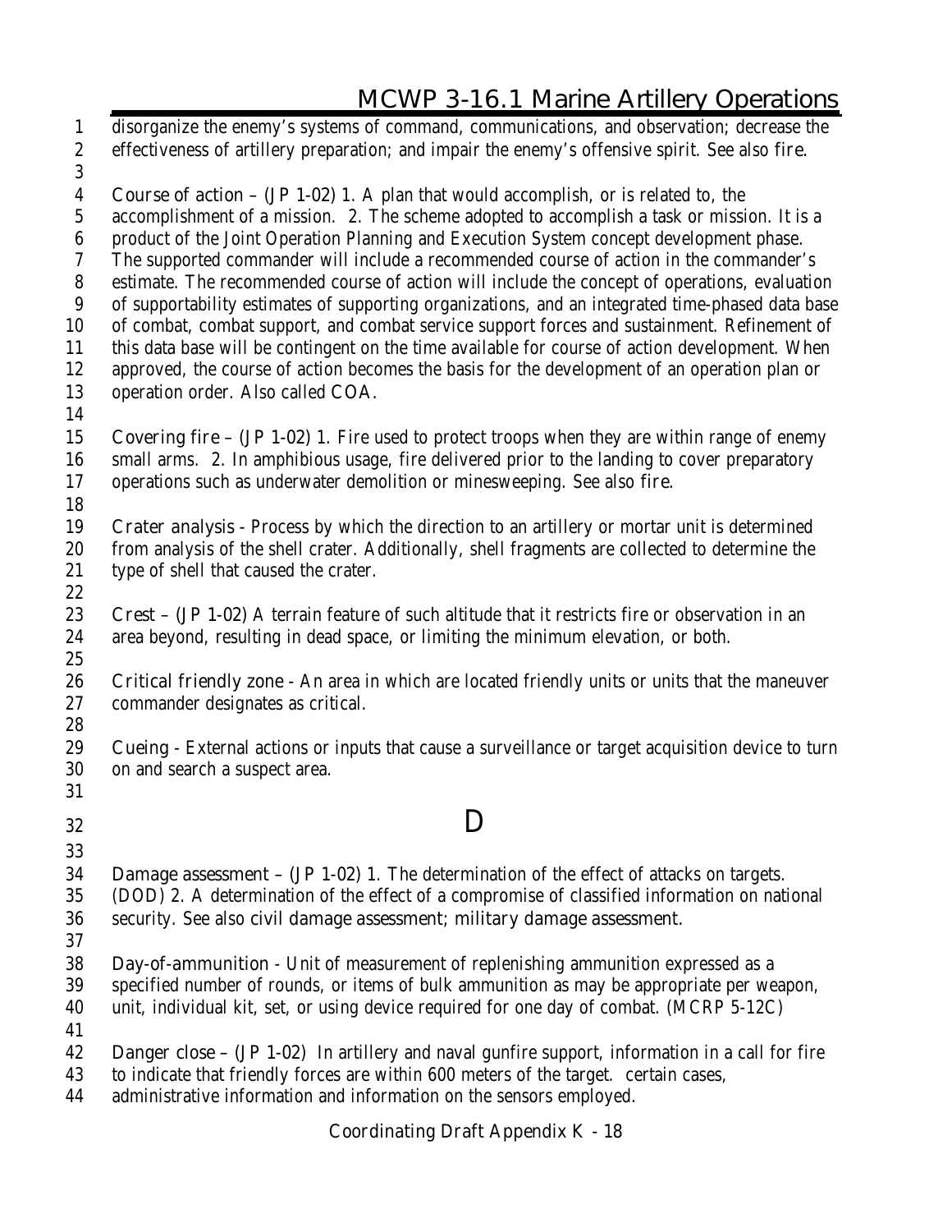disorganize the enemy's systems of command, communications, and observation; decrease the effectiveness of artillery preparation; and impair the enemy's offensive spirit. See also fire.

Course of action – (JP 1-02) 1. A plan that would accomplish, or is related to, the accomplishment of a mission. 2. The scheme adopted to accomplish a task or mission. It is a product of the Joint Operation Planning and Execution System concept development phase. The supported commander will include a recommended course of action in the commander's estimate. The recommended course of action will include the concept of operations, evaluation of supportability estimates of supporting organizations, and an integrated time-phased data base of combat, combat support, and combat service support forces and sustainment. Refinement of this data base will be contingent on the time available for course of action development. When approved, the course of action becomes the basis for the development of an operation plan or operation order. Also called COA.

Covering fire – (JP 1-02) 1. Fire used to protect troops when they are within range of enemy small arms. 2. In amphibious usage, fire delivered prior to the landing to cover preparatory operations such as underwater demolition or minesweeping. See also fire.

Crater analysis - Process by which the direction to an artillery or mortar unit is determined from analysis of the shell crater. Additionally, shell fragments are collected to determine the type of shell that caused the crater.

Crest – (JP 1-02) A terrain feature of such altitude that it restricts fire or observation in an area beyond, resulting in dead space, or limiting the minimum elevation, or both.

Critical friendly zone - An area in which are located friendly units or units that the maneuver commander designates as critical.

Cueing - External actions or inputs that cause a surveillance or target acquisition device to turn on and search a suspect area.

# D

Damage assessment – (JP 1-02) 1. The determination of the effect of attacks on targets. (DOD) 2. A determination of the effect of a compromise of classified information on national security. See also civil damage assessment; military damage assessment.

Day-of-ammunition - Unit of measurement of replenishing ammunition expressed as a specified number of rounds, or items of bulk ammunition as may be appropriate per weapon, unit, individual kit, set, or using device required for one day of combat. (MCRP 5-12C)

Danger close – (JP 1-02) In artillery and naval gunfire support, information in a call for fire to indicate that friendly forces are within 600 meters of the target. certain cases, administrative information and information on the sensors employed.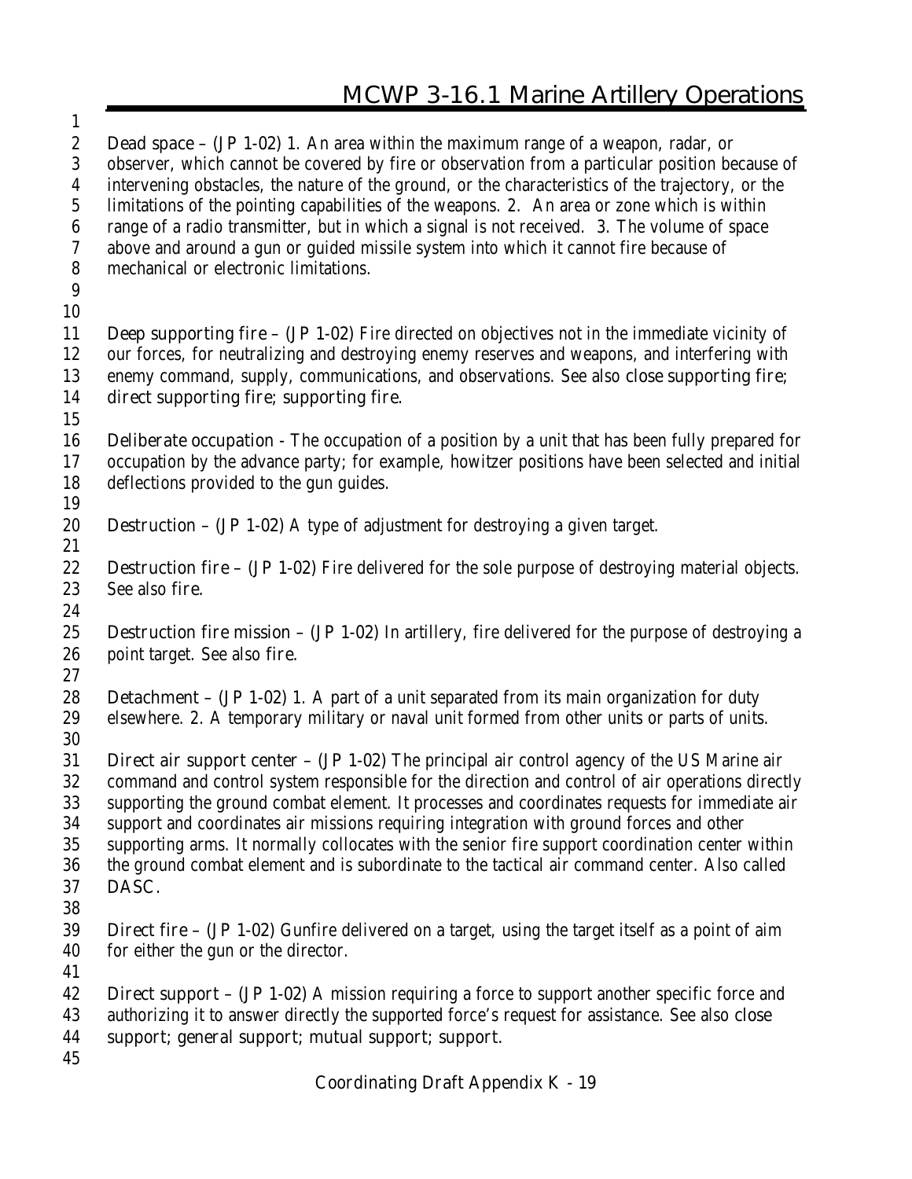Dead space – (JP 1-02) 1. An area within the maximum range of a weapon, radar, or observer, which cannot be covered by fire or observation from a particular position because of intervening obstacles, the nature of the ground, or the characteristics of the trajectory, or the limitations of the pointing capabilities of the weapons. 2. An area or zone which is within range of a radio transmitter, but in which a signal is not received. 3. The volume of space above and around a gun or guided missile system into which it cannot fire because of mechanical or electronic limitations.

Deep supporting fire – (JP 1-02) Fire directed on objectives not in the immediate vicinity of our forces, for neutralizing and destroying enemy reserves and weapons, and interfering with enemy command, supply, communications, and observations. See also close supporting fire; direct supporting fire; supporting fire.

Deliberate occupation - The occupation of a position by a unit that has been fully prepared for occupation by the advance party; for example, howitzer positions have been selected and initial deflections provided to the gun guides.

Destruction – (JP 1-02) A type of adjustment for destroying a given target.

Destruction fire – (JP 1-02) Fire delivered for the sole purpose of destroying material objects. See also fire.

Destruction fire mission – (JP 1-02) In artillery, fire delivered for the purpose of destroying a point target. See also fire.

Detachment – (JP 1-02) 1. A part of a unit separated from its main organization for duty elsewhere. 2. A temporary military or naval unit formed from other units or parts of units.

Direct air support center – (JP 1-02) The principal air control agency of the US Marine air command and control system responsible for the direction and control of air operations directly supporting the ground combat element. It processes and coordinates requests for immediate air support and coordinates air missions requiring integration with ground forces and other supporting arms. It normally collocates with the senior fire support coordination center within the ground combat element and is subordinate to the tactical air command center. Also called DASC.

Direct fire – (JP 1-02) Gunfire delivered on a target, using the target itself as a point of aim for either the gun or the director.

Direct support – (JP 1-02) A mission requiring a force to support another specific force and authorizing it to answer directly the supported force's request for assistance. See also close support; general support; mutual support; support.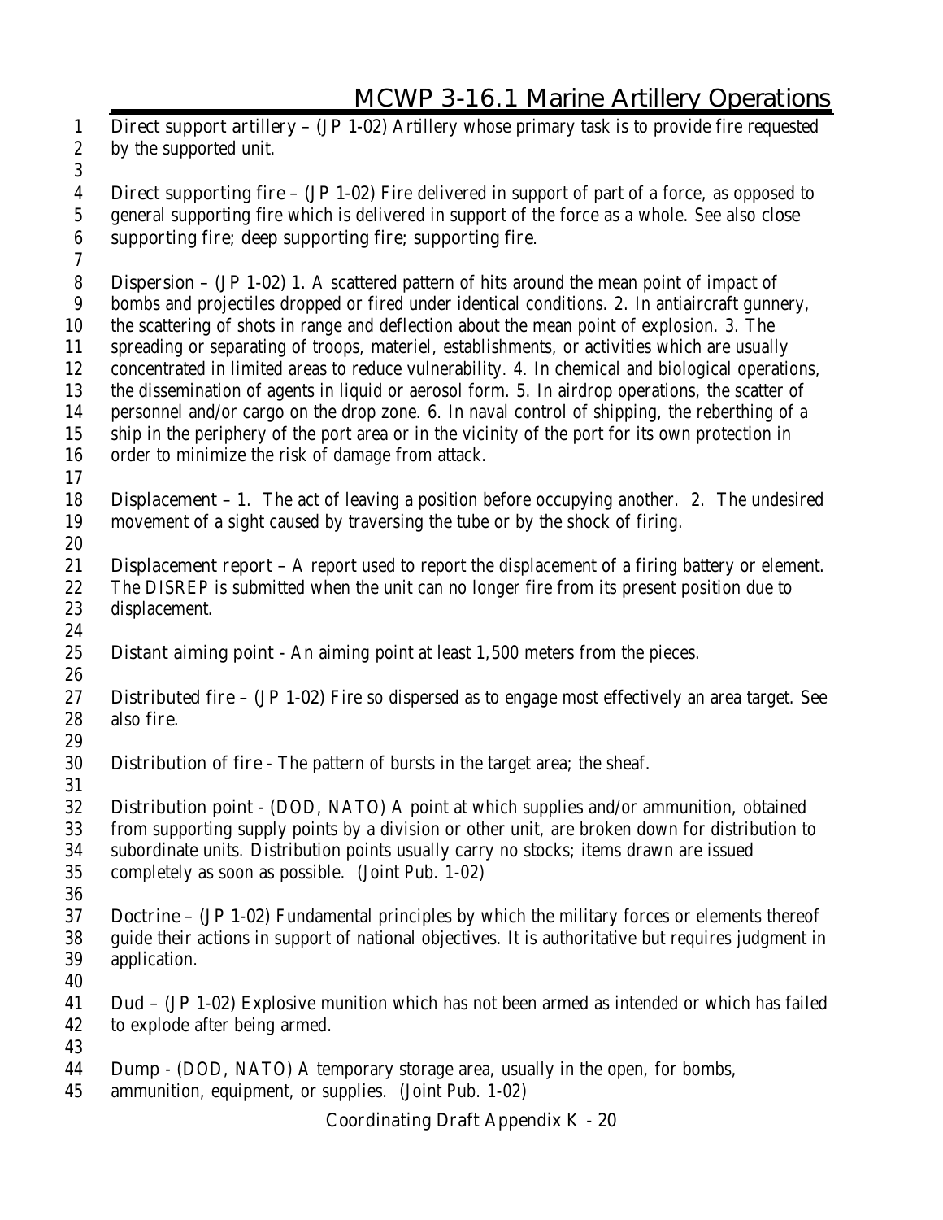Direct support artillery – (JP 1-02) Artillery whose primary task is to provide fire requested by the supported unit.

Direct supporting fire – (JP 1-02) Fire delivered in support of part of a force, as opposed to general supporting fire which is delivered in support of the force as a whole. See also close supporting fire; deep supporting fire; supporting fire.

Dispersion – (JP 1-02) 1. A scattered pattern of hits around the mean point of impact of bombs and projectiles dropped or fired under identical conditions. 2. In antiaircraft gunnery, the scattering of shots in range and deflection about the mean point of explosion. 3. The spreading or separating of troops, materiel, establishments, or activities which are usually concentrated in limited areas to reduce vulnerability. 4. In chemical and biological operations, the dissemination of agents in liquid or aerosol form. 5. In airdrop operations, the scatter of personnel and/or cargo on the drop zone. 6. In naval control of shipping, the reberthing of a ship in the periphery of the port area or in the vicinity of the port for its own protection in order to minimize the risk of damage from attack.

Displacement – 1. The act of leaving a position before occupying another. 2. The undesired movement of a sight caused by traversing the tube or by the shock of firing.

Displacement report – A report used to report the displacement of a firing battery or element. The DISREP is submitted when the unit can no longer fire from its present position due to displacement.

Distant aiming point - An aiming point at least 1,500 meters from the pieces.

Distributed fire – (JP 1-02) Fire so dispersed as to engage most effectively an area target. See also fire.

Distribution of fire - The pattern of bursts in the target area; the sheaf.

Distribution point - (DOD, NATO) A point at which supplies and/or ammunition, obtained from supporting supply points by a division or other unit, are broken down for distribution to subordinate units. Distribution points usually carry no stocks; items drawn are issued completely as soon as possible. (Joint Pub. 1-02)

Doctrine – (JP 1-02) Fundamental principles by which the military forces or elements thereof guide their actions in support of national objectives. It is authoritative but requires judgment in application.

Dud – (JP 1-02) Explosive munition which has not been armed as intended or which has failed to explode after being armed.

Dump - (DOD, NATO) A temporary storage area, usually in the open, for bombs, ammunition, equipment, or supplies. (Joint Pub. 1-02)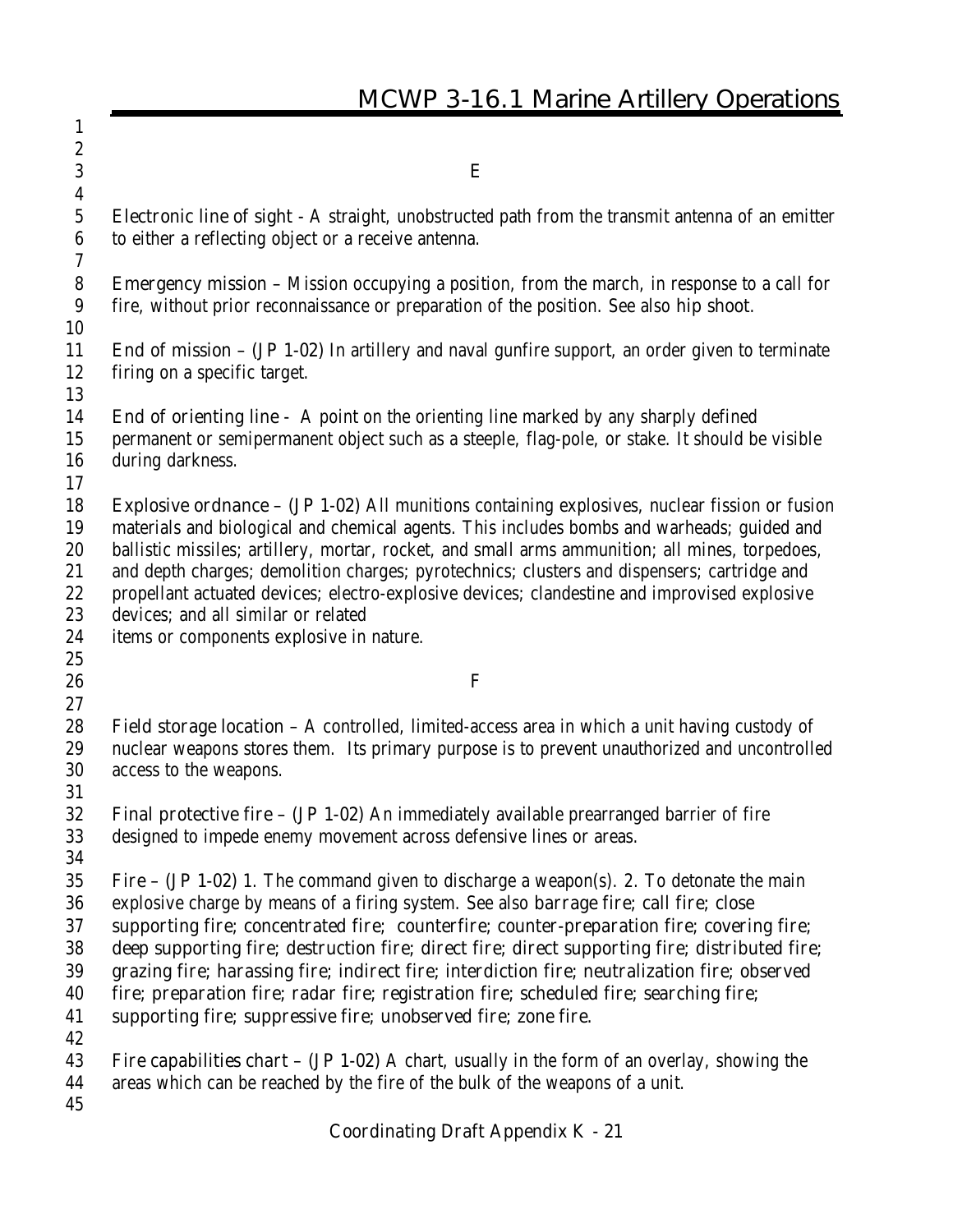## E

Electronic line of sight - A straight, unobstructed path from the transmit antenna of an emitter to either a reflecting object or a receive antenna.

Emergency mission – Mission occupying a position, from the march, in response to a call for fire, without prior reconnaissance or preparation of the position. See also hip shoot.

End of mission – (JP 1-02) In artillery and naval gunfire support, an order given to terminate firing on a specific target.

End of orienting line - A point on the orienting line marked by any sharply defined permanent or semipermanent object such as a steeple, flag-pole, or stake. It should be visible during darkness.

Explosive ordnance – (JP 1-02) All munitions containing explosives, nuclear fission or fusion materials and biological and chemical agents. This includes bombs and warheads; guided and ballistic missiles; artillery, mortar, rocket, and small arms ammunition; all mines, torpedoes, and depth charges; demolition charges; pyrotechnics; clusters and dispensers; cartridge and propellant actuated devices; electro-explosive devices; clandestine and improvised explosive devices; and all similar or related items or components explosive in nature.

## F

Field storage location – A controlled, limited-access area in which a unit having custody of nuclear weapons stores them. Its primary purpose is to prevent unauthorized and uncontrolled access to the weapons.

Final protective fire – (JP 1-02) An immediately available prearranged barrier of fire designed to impede enemy movement across defensive lines or areas.

Fire – (JP 1-02) 1. The command given to discharge a weapon(s). 2. To detonate the main explosive charge by means of a firing system. See also barrage fire; call fire; close supporting fire; concentrated fire; counterfire; counter-preparation fire; covering fire; deep supporting fire; destruction fire; direct fire; direct supporting fire; distributed fire; grazing fire; harassing fire; indirect fire; interdiction fire; neutralization fire; observed fire; preparation fire; radar fire; registration fire; scheduled fire; searching fire; supporting fire; suppressive fire; unobserved fire; zone fire.

Fire capabilities chart – (JP 1-02) A chart, usually in the form of an overlay, showing the areas which can be reached by the fire of the bulk of the weapons of a unit.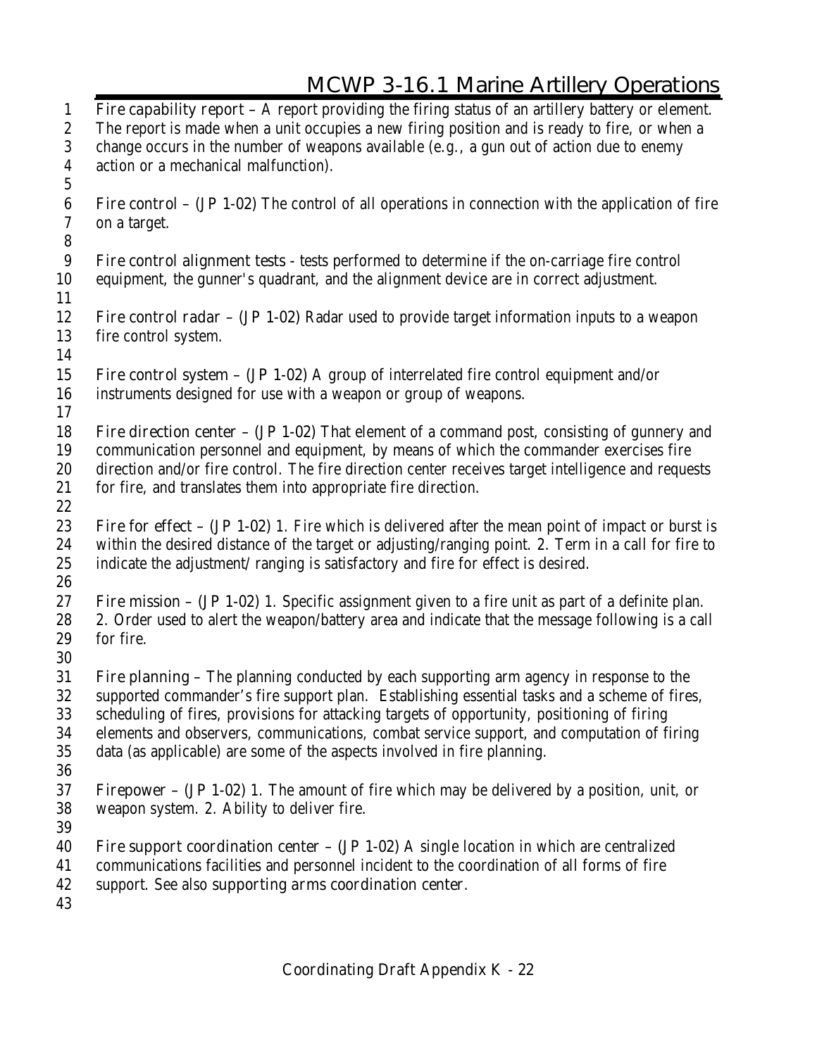**Fire capability report** – A report providing the firing status of an artillery battery or element. The report is made when a unit occupies a new firing position and is ready to fire, or when a change occurs in the number of weapons available (e.g., a gun out of action due to enemy action or a mechanical malfunction).

**Fire control** – (JP 1-02) The control of all operations in connection with the application of fire on a target.

**Fire control alignment tests** - tests performed to determine if the on-carriage fire control equipment, the gunner's quadrant, and the alignment device are in correct adjustment.

**Fire control radar** – (JP 1-02) Radar used to provide target information inputs to a weapon fire control system.

**Fire control system** – (JP 1-02) A group of interrelated fire control equipment and/or instruments designed for use with a weapon or group of weapons.

**Fire direction center** – (JP 1-02) That element of a command post, consisting of gunnery and communication personnel and equipment, by means of which the commander exercises fire direction and/or fire control. The fire direction center receives target intelligence and requests for fire, and translates them into appropriate fire direction.

**Fire for effect** – (JP 1-02) 1. Fire which is delivered after the mean point of impact or burst is within the desired distance of the target or adjusting/ranging point. 2. Term in a call for fire to indicate the adjustment/ ranging is satisfactory and fire for effect is desired.

**Fire mission** – (JP 1-02) 1. Specific assignment given to a fire unit as part of a definite plan. 2. Order used to alert the weapon/battery area and indicate that the message following is a call for fire.

**Fire planning** – The planning conducted by each supporting arm agency in response to the supported commander's fire support plan. Establishing essential tasks and a scheme of fires, scheduling of fires, provisions for attacking targets of opportunity, positioning of firing elements and observers, communications, combat service support, and computation of firing data (as applicable) are some of the aspects involved in fire planning.

**Firepower** – (JP 1-02) 1. The amount of fire which may be delivered by a position, unit, or weapon system. 2. Ability to deliver fire.

**Fire support coordination center** – (JP 1-02) A single location in which are centralized communications facilities and personnel incident to the coordination of all forms of fire support. See also **supporting arms coordination center**.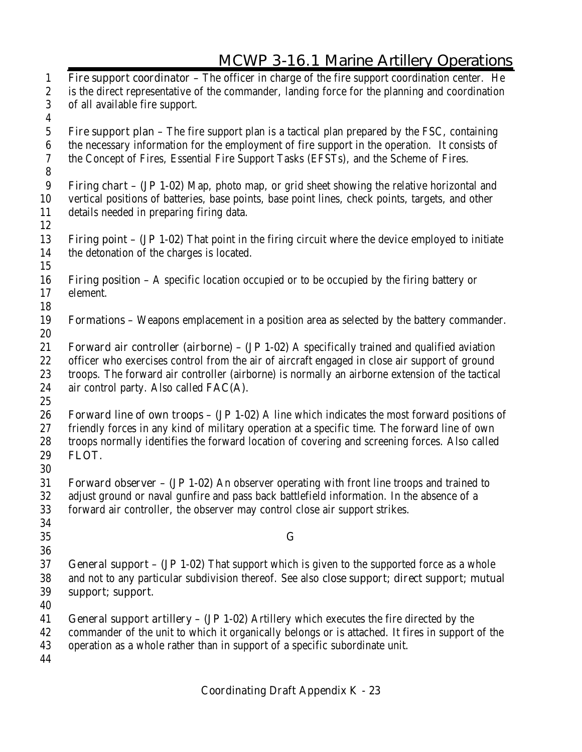**Fire support coordinator** – The officer in charge of the fire support coordination center. He is the direct representative of the commander, landing force for the planning and coordination of all available fire support.

**Fire support plan** – The fire support plan is a tactical plan prepared by the FSC, containing the necessary information for the employment of fire support in the operation. It consists of the Concept of Fires, Essential Fire Support Tasks (EFSTs), and the Scheme of Fires.

**Firing chart** – (JP 1-02) Map, photo map, or grid sheet showing the relative horizontal and vertical positions of batteries, base points, base point lines, check points, targets, and other details needed in preparing firing data.

**Firing point** – (JP 1-02) That point in the firing circuit where the device employed to initiate the detonation of the charges is located.

**Firing position** – A specific location occupied or to be occupied by the firing battery or element.

**Formations** – Weapons emplacement in a position area as selected by the battery commander.

**Forward air controller (airborne)** – (JP 1-02) A specifically trained and qualified aviation officer who exercises control from the air of aircraft engaged in close air support of ground troops. The forward air controller (airborne) is normally an airborne extension of the tactical air control party. Also called FAC(A).

**Forward line of own troops** – (JP 1-02) A line which indicates the most forward positions of friendly forces in any kind of military operation at a specific time. The forward line of own troops normally identifies the forward location of covering and screening forces. Also called FLOT.

**Forward observer** – (JP 1-02) An observer operating with front line troops and trained to adjust ground or naval gunfire and pass back battlefield information. In the absence of a forward air controller, the observer may control close air support strikes.

## G

**General support** – (JP 1-02) That support which is given to the supported force as a whole and not to any particular subdivision thereof. See also close support; direct support; mutual support; support.

**General support artillery** – (JP 1-02) Artillery which executes the fire directed by the commander of the unit to which it organically belongs or is attached. It fires in support of the operation as a whole rather than in support of a specific subordinate unit.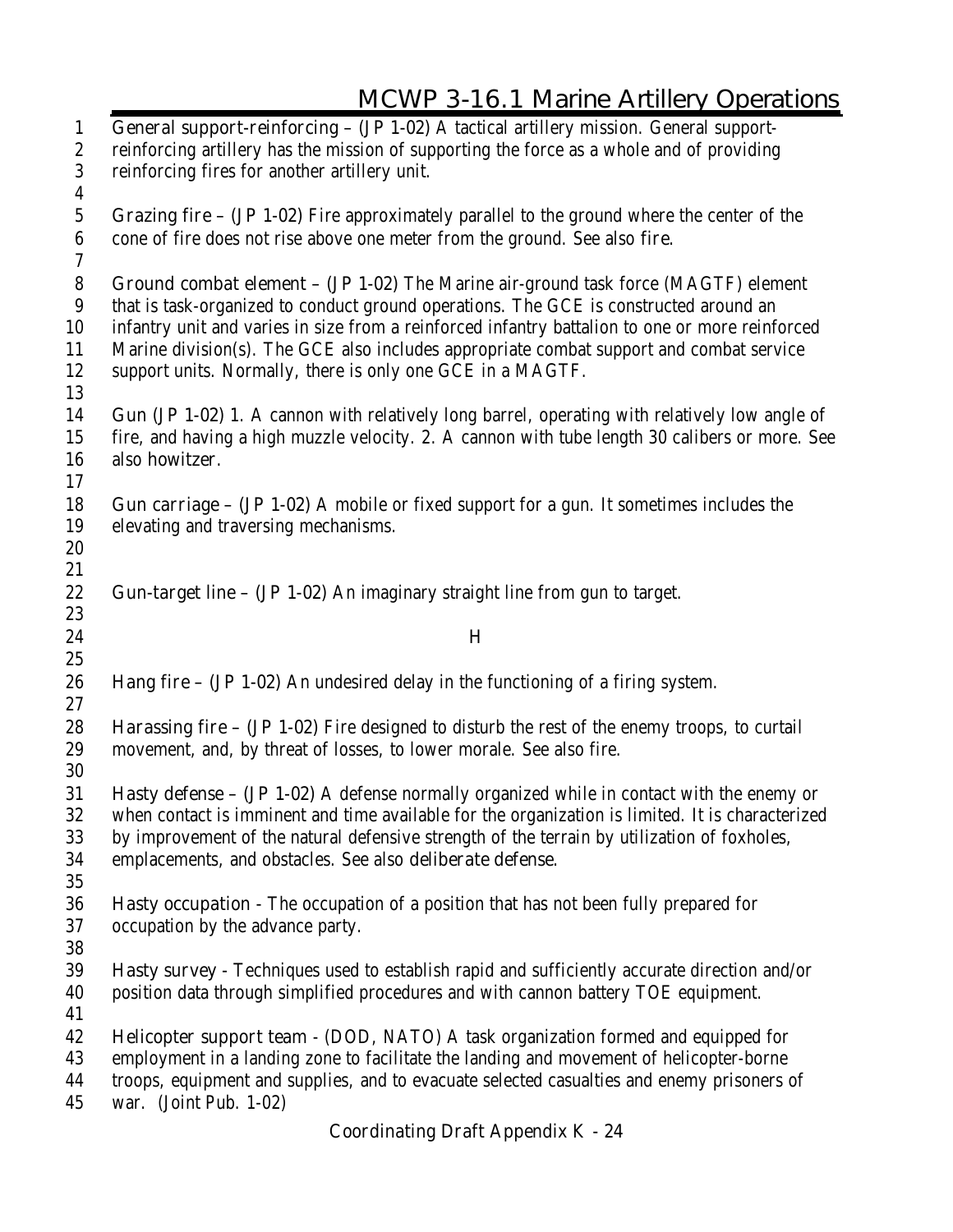General support-reinforcing – (JP 1-02) A tactical artillery mission. General support-reinforcing artillery has the mission of supporting the force as a whole and of providing reinforcing fires for another artillery unit.

Grazing fire – (JP 1-02) Fire approximately parallel to the ground where the center of the cone of fire does not rise above one meter from the ground. See also fire.

Ground combat element – (JP 1-02) The Marine air-ground task force (MAGTF) element that is task-organized to conduct ground operations. The GCE is constructed around an infantry unit and varies in size from a reinforced infantry battalion to one or more reinforced Marine division(s). The GCE also includes appropriate combat support and combat service support units. Normally, there is only one GCE in a MAGTF.

Gun (JP 1-02) 1. A cannon with relatively long barrel, operating with relatively low angle of fire, and having a high muzzle velocity. 2. A cannon with tube length 30 calibers or more. See also howitzer.

Gun carriage – (JP 1-02) A mobile or fixed support for a gun. It sometimes includes the elevating and traversing mechanisms.

Gun-target line – (JP 1-02) An imaginary straight line from gun to target.

## H

Hang fire – (JP 1-02) An undesired delay in the functioning of a firing system.

Harassing fire – (JP 1-02) Fire designed to disturb the rest of the enemy troops, to curtail movement, and, by threat of losses, to lower morale. See also fire.

Hasty defense – (JP 1-02) A defense normally organized while in contact with the enemy or when contact is imminent and time available for the organization is limited. It is characterized by improvement of the natural defensive strength of the terrain by utilization of foxholes, emplacements, and obstacles. See also deliberate defense.

Hasty occupation - The occupation of a position that has not been fully prepared for occupation by the advance party.

Hasty survey - Techniques used to establish rapid and sufficiently accurate direction and/or position data through simplified procedures and with cannon battery TOE equipment.

Helicopter support team - (DOD, NATO) A task organization formed and equipped for employment in a landing zone to facilitate the landing and movement of helicopter-borne troops, equipment and supplies, and to evacuate selected casualties and enemy prisoners of war. (Joint Pub. 1-02)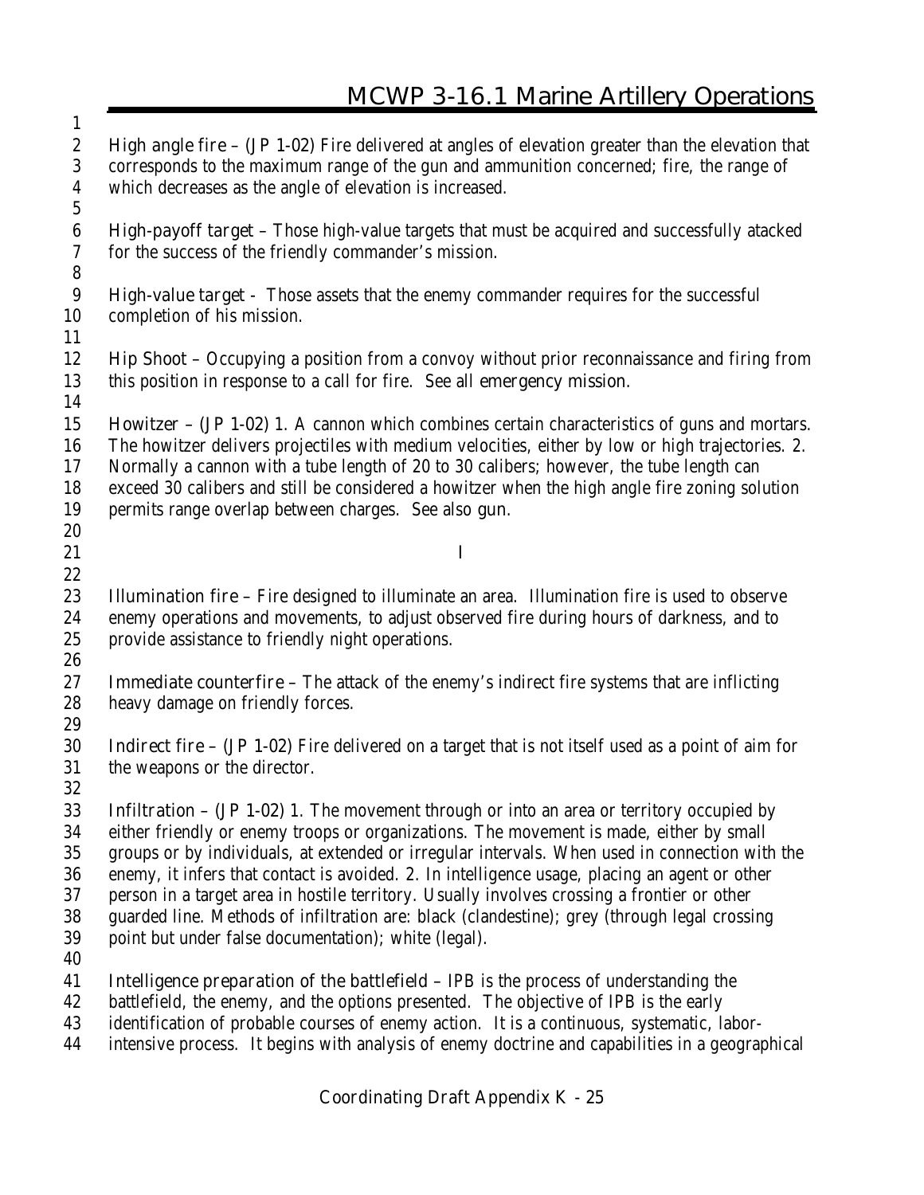**High angle fire** – (JP 1-02) Fire delivered at angles of elevation greater than the elevation that corresponds to the maximum range of the gun and ammunition concerned; fire, the range of which decreases as the angle of elevation is increased.

**High-payoff target** – Those high-value targets that must be acquired and successfully atacked for the success of the friendly commander's mission.

**High-value target** - Those assets that the enemy commander requires for the successful completion of his mission.

**Hip Shoot** – Occupying a position from a convoy without prior reconnaissance and firing from this position in response to a call for fire. See all emergency mission.

**Howitzer** – (JP 1-02) 1. A cannon which combines certain characteristics of guns and mortars. The howitzer delivers projectiles with medium velocities, either by low or high trajectories. 2. Normally a cannon with a tube length of 20 to 30 calibers; however, the tube length can exceed 30 calibers and still be considered a howitzer when the high angle fire zoning solution permits range overlap between charges. See also gun.

## I

**Illumination fire** – Fire designed to illuminate an area. Illumination fire is used to observe enemy operations and movements, to adjust observed fire during hours of darkness, and to provide assistance to friendly night operations.

**Immediate counterfire** – The attack of the enemy's indirect fire systems that are inflicting heavy damage on friendly forces.

**Indirect fire** – (JP 1-02) Fire delivered on a target that is not itself used as a point of aim for the weapons or the director.

**Infiltration** – (JP 1-02) 1. The movement through or into an area or territory occupied by either friendly or enemy troops or organizations. The movement is made, either by small groups or by individuals, at extended or irregular intervals. When used in connection with the enemy, it infers that contact is avoided. 2. In intelligence usage, placing an agent or other person in a target area in hostile territory. Usually involves crossing a frontier or other guarded line. Methods of infiltration are: black (clandestine); grey (through legal crossing point but under false documentation); white (legal).

**Intelligence preparation of the battlefield** – IPB is the process of understanding the battlefield, the enemy, and the options presented. The objective of IPB is the early identification of probable courses of enemy action. It is a continuous, systematic, labor-intensive process. It begins with analysis of enemy doctrine and capabilities in a geographical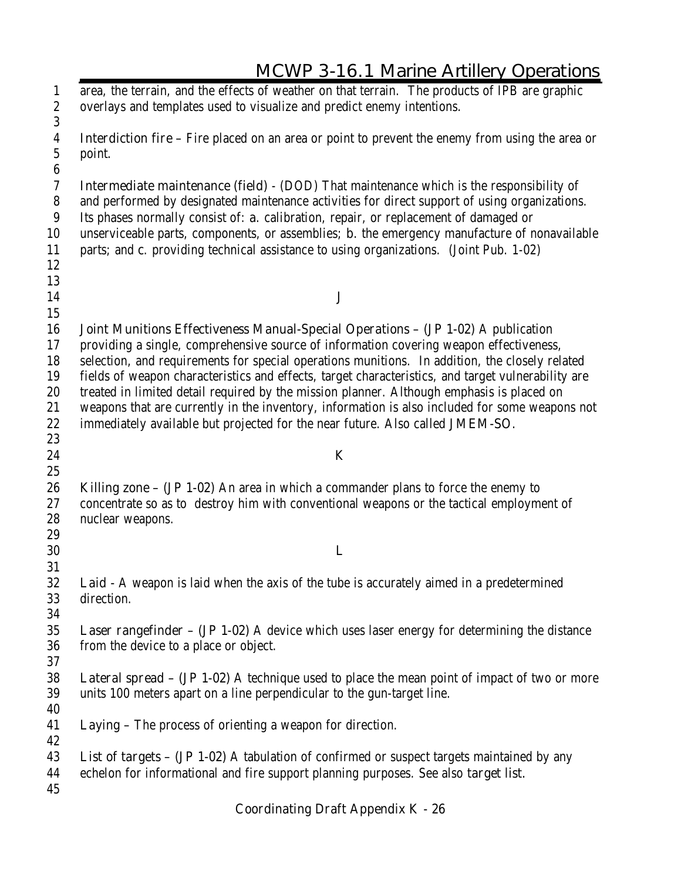area, the terrain, and the effects of weather on that terrain. The products of IPB are graphic overlays and templates used to visualize and predict enemy intentions.

**Interdiction fire** – Fire placed on an area or point to prevent the enemy from using the area or point.

**Intermediate maintenance (field)** - (DOD) That maintenance which is the responsibility of and performed by designated maintenance activities for direct support of using organizations. Its phases normally consist of: a. calibration, repair, or replacement of damaged or unserviceable parts, components, or assemblies; b. the emergency manufacture of nonavailable parts; and c. providing technical assistance to using organizations. (Joint Pub. 1-02)

## J

**Joint Munitions Effectiveness Manual-Special Operations** – (JP 1-02) A publication providing a single, comprehensive source of information covering weapon effectiveness, selection, and requirements for special operations munitions. In addition, the closely related fields of weapon characteristics and effects, target characteristics, and target vulnerability are treated in limited detail required by the mission planner. Although emphasis is placed on weapons that are currently in the inventory, information is also included for some weapons not immediately available but projected for the near future. Also called JMEM-SO.

## K

**Killing zone** – (JP 1-02) An area in which a commander plans to force the enemy to concentrate so as to destroy him with conventional weapons or the tactical employment of nuclear weapons.

## L

**Laid** - A weapon is laid when the axis of the tube is accurately aimed in a predetermined direction.

**Laser rangefinder** – (JP 1-02) A device which uses laser energy for determining the distance from the device to a place or object.

**Lateral spread** – (JP 1-02) A technique used to place the mean point of impact of two or more units 100 meters apart on a line perpendicular to the gun-target line.

**Laying** – The process of orienting a weapon for direction.

**List of targets** – (JP 1-02) A tabulation of confirmed or suspect targets maintained by any echelon for informational and fire support planning purposes. See also **target list**.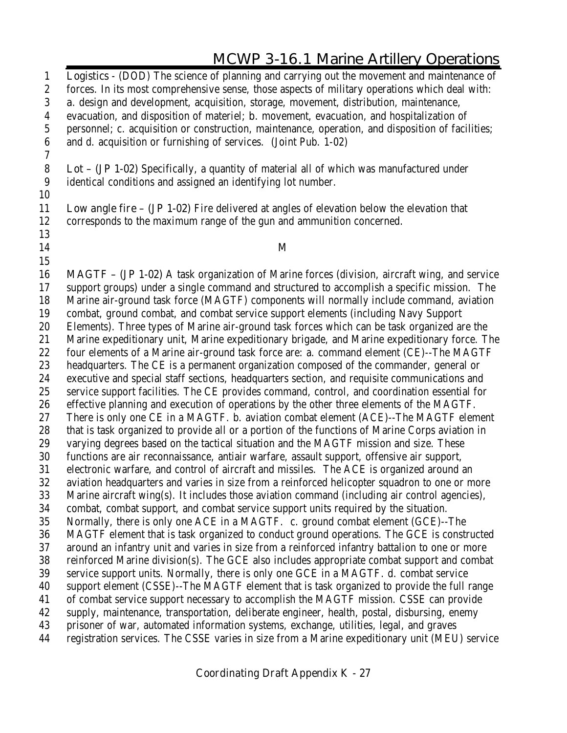Logistics - (DOD) The science of planning and carrying out the movement and maintenance of forces. In its most comprehensive sense, those aspects of military operations which deal with: a. design and development, acquisition, storage, movement, distribution, maintenance, evacuation, and disposition of materiel; b. movement, evacuation, and hospitalization of personnel; c. acquisition or construction, maintenance, operation, and disposition of facilities; and d. acquisition or furnishing of services. (Joint Pub. 1-02)

Lot – (JP 1-02) Specifically, a quantity of material all of which was manufactured under identical conditions and assigned an identifying lot number.

Low angle fire – (JP 1-02) Fire delivered at angles of elevation below the elevation that corresponds to the maximum range of the gun and ammunition concerned.

## M

MAGTF – (JP 1-02) A task organization of Marine forces (division, aircraft wing, and service support groups) under a single command and structured to accomplish a specific mission. The Marine air-ground task force (MAGTF) components will normally include command, aviation combat, ground combat, and combat service support elements (including Navy Support Elements). Three types of Marine air-ground task forces which can be task organized are the Marine expeditionary unit, Marine expeditionary brigade, and Marine expeditionary force. The four elements of a Marine air-ground task force are: a. command element (CE)--The MAGTF headquarters. The CE is a permanent organization composed of the commander, general or executive and special staff sections, headquarters section, and requisite communications and service support facilities. The CE provides command, control, and coordination essential for effective planning and execution of operations by the other three elements of the MAGTF. There is only one CE in a MAGTF. b. aviation combat element (ACE)--The MAGTF element that is task organized to provide all or a portion of the functions of Marine Corps aviation in varying degrees based on the tactical situation and the MAGTF mission and size. These functions are air reconnaissance, antiair warfare, assault support, offensive air support, electronic warfare, and control of aircraft and missiles. The ACE is organized around an aviation headquarters and varies in size from a reinforced helicopter squadron to one or more Marine aircraft wing(s). It includes those aviation command (including air control agencies), combat, combat support, and combat service support units required by the situation. Normally, there is only one ACE in a MAGTF. c. ground combat element (GCE)--The MAGTF element that is task organized to conduct ground operations. The GCE is constructed around an infantry unit and varies in size from a reinforced infantry battalion to one or more reinforced Marine division(s). The GCE also includes appropriate combat support and combat service support units. Normally, there is only one GCE in a MAGTF. d. combat service support element (CSSE)--The MAGTF element that is task organized to provide the full range of combat service support necessary to accomplish the MAGTF mission. CSSE can provide supply, maintenance, transportation, deliberate engineer, health, postal, disbursing, enemy prisoner of war, automated information systems, exchange, utilities, legal, and graves registration services. The CSSE varies in size from a Marine expeditionary unit (MEU) service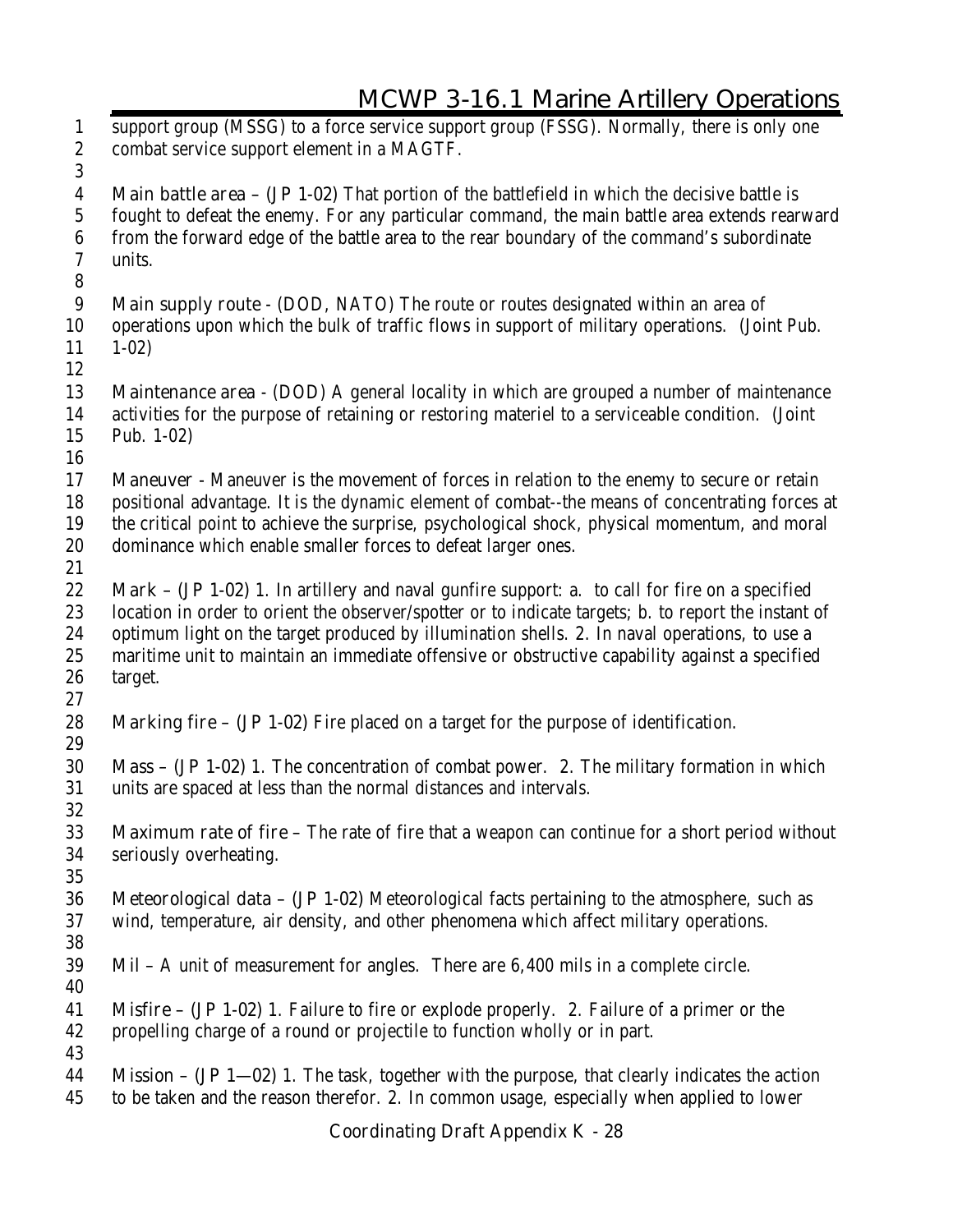support group (MSSG) to a force service support group (FSSG). Normally, there is only one combat service support element in a MAGTF.

Main battle area – (JP 1-02) That portion of the battlefield in which the decisive battle is fought to defeat the enemy. For any particular command, the main battle area extends rearward from the forward edge of the battle area to the rear boundary of the command's subordinate units.

Main supply route - (DOD, NATO) The route or routes designated within an area of operations upon which the bulk of traffic flows in support of military operations. (Joint Pub. 1-02)

Maintenance area - (DOD) A general locality in which are grouped a number of maintenance activities for the purpose of retaining or restoring materiel to a serviceable condition. (Joint Pub. 1-02)

Maneuver - Maneuver is the movement of forces in relation to the enemy to secure or retain positional advantage. It is the dynamic element of combat--the means of concentrating forces at the critical point to achieve the surprise, psychological shock, physical momentum, and moral dominance which enable smaller forces to defeat larger ones.

Mark – (JP 1-02) 1. In artillery and naval gunfire support: a. to call for fire on a specified location in order to orient the observer/spotter or to indicate targets; b. to report the instant of optimum light on the target produced by illumination shells. 2. In naval operations, to use a maritime unit to maintain an immediate offensive or obstructive capability against a specified target.

Marking fire – (JP 1-02) Fire placed on a target for the purpose of identification.

Mass – (JP 1-02) 1. The concentration of combat power. 2. The military formation in which units are spaced at less than the normal distances and intervals.

Maximum rate of fire – The rate of fire that a weapon can continue for a short period without seriously overheating.

Meteorological data – (JP 1-02) Meteorological facts pertaining to the atmosphere, such as wind, temperature, air density, and other phenomena which affect military operations.

Mil – A unit of measurement for angles. There are 6,400 mils in a complete circle.

Misfire – (JP 1-02) 1. Failure to fire or explode properly. 2. Failure of a primer or the propelling charge of a round or projectile to function wholly or in part.

Mission – (JP 1—02) 1. The task, together with the purpose, that clearly indicates the action to be taken and the reason therefor. 2. In common usage, especially when applied to lower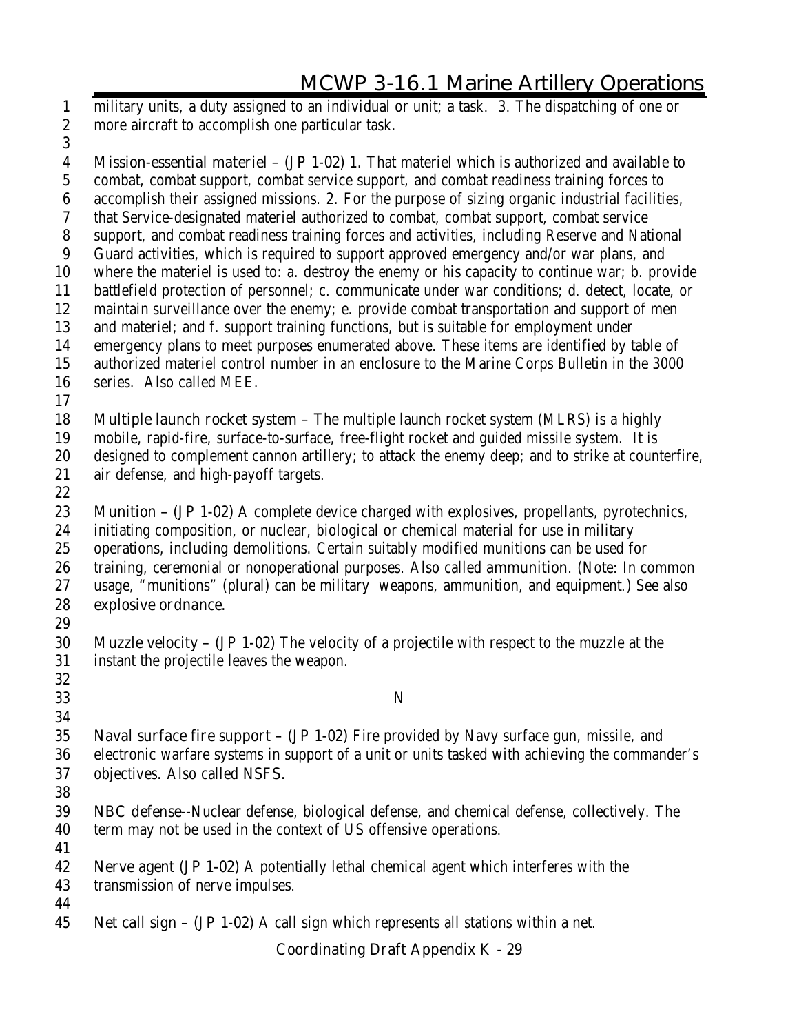military units, a duty assigned to an individual or unit; a task. 3. The dispatching of one or more aircraft to accomplish one particular task.

**Mission-essential materiel** – (JP 1-02) 1. That materiel which is authorized and available to combat, combat support, combat service support, and combat readiness training forces to accomplish their assigned missions. 2. For the purpose of sizing organic industrial facilities, that Service-designated materiel authorized to combat, combat support, combat service support, and combat readiness training forces and activities, including Reserve and National Guard activities, which is required to support approved emergency and/or war plans, and where the materiel is used to: a. destroy the enemy or his capacity to continue war; b. provide battlefield protection of personnel; c. communicate under war conditions; d. detect, locate, or maintain surveillance over the enemy; e. provide combat transportation and support of men and materiel; and f. support training functions, but is suitable for employment under emergency plans to meet purposes enumerated above. These items are identified by table of authorized materiel control number in an enclosure to the Marine Corps Bulletin in the 3000 series. Also called MEE.

**Multiple launch rocket system** – The multiple launch rocket system (MLRS) is a highly mobile, rapid-fire, surface-to-surface, free-flight rocket and guided missile system. It is designed to complement cannon artillery; to attack the enemy deep; and to strike at counterfire, air defense, and high-payoff targets.

**Munition** – (JP 1-02) A complete device charged with explosives, propellants, pyrotechnics, initiating composition, or nuclear, biological or chemical material for use in military operations, including demolitions. Certain suitably modified munitions can be used for training, ceremonial or nonoperational purposes. Also called **ammunition**. (Note: In common usage, "munitions" (plural) can be military weapons, ammunition, and equipment.) See also **explosive ordnance**.

**Muzzle velocity** – (JP 1-02) The velocity of a projectile with respect to the muzzle at the instant the projectile leaves the weapon.

## N

**Naval surface fire support** – (JP 1-02) Fire provided by Navy surface gun, missile, and electronic warfare systems in support of a unit or units tasked with achieving the commander's objectives. Also called NSFS.

**NBC defense**--Nuclear defense, biological defense, and chemical defense, collectively. The term may not be used in the context of US offensive operations.

**Nerve agent** (JP 1-02) A potentially lethal chemical agent which interferes with the transmission of nerve impulses.

**Net call sign** – (JP 1-02) A call sign which represents all stations within a net.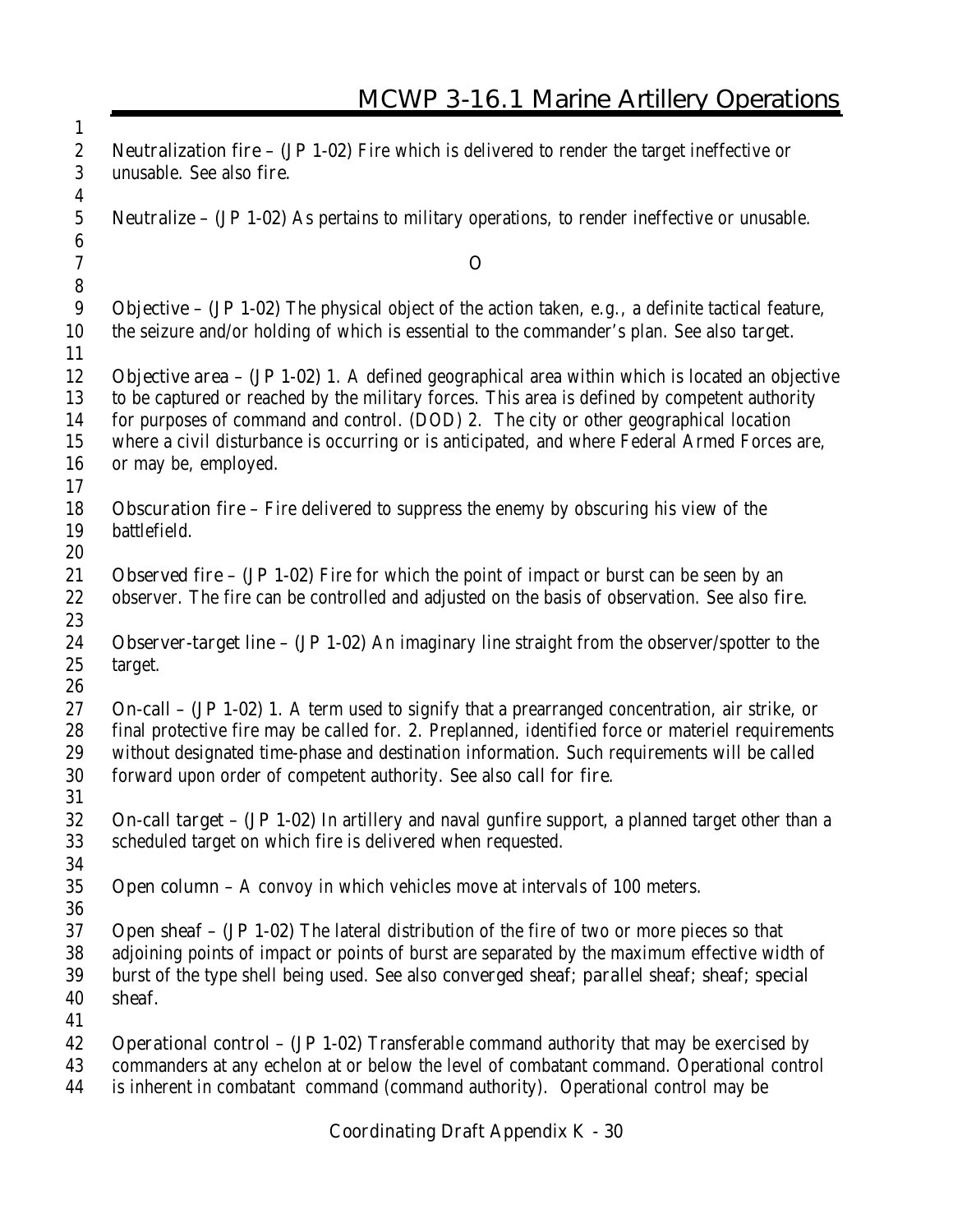**Neutralization fire** – (JP 1-02) Fire which is delivered to render the target ineffective or unusable. See also **fire**.

**Neutralize** – (JP 1-02) As pertains to military operations, to render ineffective or unusable.

## O

**Objective** – (JP 1-02) The physical object of the action taken, e.g., a definite tactical feature, the seizure and/or holding of which is essential to the commander's plan. See also **target**.

**Objective area** – (JP 1-02) 1. A defined geographical area within which is located an objective to be captured or reached by the military forces. This area is defined by competent authority for purposes of command and control. (DOD) 2. The city or other geographical location where a civil disturbance is occurring or is anticipated, and where Federal Armed Forces are, or may be, employed.

**Obscuration fire** – Fire delivered to suppress the enemy by obscuring his view of the battlefield.

**Observed fire** – (JP 1-02) Fire for which the point of impact or burst can be seen by an observer. The fire can be controlled and adjusted on the basis of observation. See also **fire**.

**Observer-target line** – (JP 1-02) An imaginary line straight from the observer/spotter to the target.

**On-call** – (JP 1-02) 1. A term used to signify that a prearranged concentration, air strike, or final protective fire may be called for. 2. Preplanned, identified force or materiel requirements without designated time-phase and destination information. Such requirements will be called forward upon order of competent authority. See also **call for fire**.

**On-call target** – (JP 1-02) In artillery and naval gunfire support, a planned target other than a scheduled target on which fire is delivered when requested.

**Open column** – A convoy in which vehicles move at intervals of 100 meters.

**Open sheaf** – (JP 1-02) The lateral distribution of the fire of two or more pieces so that adjoining points of impact or points of burst are separated by the maximum effective width of burst of the type shell being used. See also **converged sheaf**; **parallel sheaf**; **sheaf**; **special sheaf**.

**Operational control** – (JP 1-02) Transferable command authority that may be exercised by commanders at any echelon at or below the level of combatant command. Operational control is inherent in combatant command (command authority). Operational control may be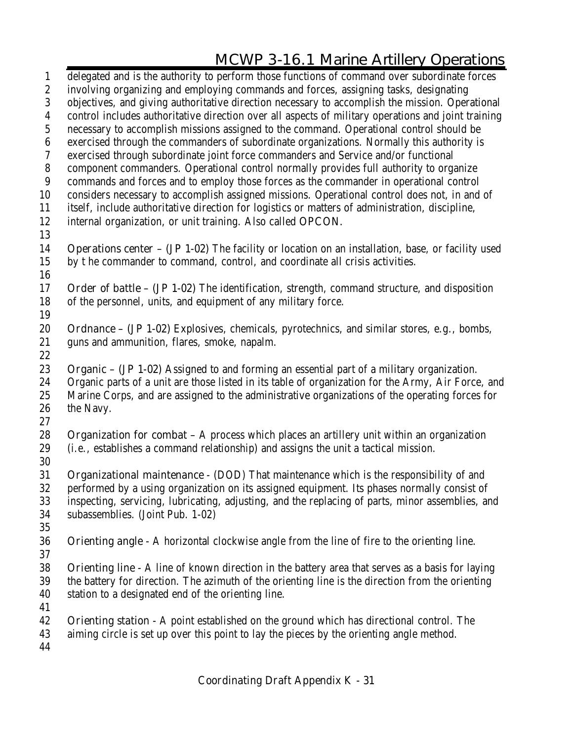delegated and is the authority to perform those functions of command over subordinate forces involving organizing and employing commands and forces, assigning tasks, designating objectives, and giving authoritative direction necessary to accomplish the mission. Operational control includes authoritative direction over all aspects of military operations and joint training necessary to accomplish missions assigned to the command. Operational control should be exercised through the commanders of subordinate organizations. Normally this authority is exercised through subordinate joint force commanders and Service and/or functional component commanders. Operational control normally provides full authority to organize commands and forces and to employ those forces as the commander in operational control considers necessary to accomplish assigned missions. Operational control does not, in and of itself, include authoritative direction for logistics or matters of administration, discipline, internal organization, or unit training. Also called OPCON.

Operations center – (JP 1-02) The facility or location on an installation, base, or facility used by t he commander to command, control, and coordinate all crisis activities.

Order of battle – (JP 1-02) The identification, strength, command structure, and disposition of the personnel, units, and equipment of any military force.

Ordnance – (JP 1-02) Explosives, chemicals, pyrotechnics, and similar stores, e.g., bombs, guns and ammunition, flares, smoke, napalm.

Organic – (JP 1-02) Assigned to and forming an essential part of a military organization. Organic parts of a unit are those listed in its table of organization for the Army, Air Force, and Marine Corps, and are assigned to the administrative organizations of the operating forces for the Navy.

Organization for combat – A process which places an artillery unit within an organization (i.e., establishes a command relationship) and assigns the unit a tactical mission.

Organizational maintenance - (DOD) That maintenance which is the responsibility of and performed by a using organization on its assigned equipment. Its phases normally consist of inspecting, servicing, lubricating, adjusting, and the replacing of parts, minor assemblies, and subassemblies. (Joint Pub. 1-02)

Orienting angle - A horizontal clockwise angle from the line of fire to the orienting line.

Orienting line - A line of known direction in the battery area that serves as a basis for laying the battery for direction. The azimuth of the orienting line is the direction from the orienting station to a designated end of the orienting line.

Orienting station - A point established on the ground which has directional control. The aiming circle is set up over this point to lay the pieces by the orienting angle method.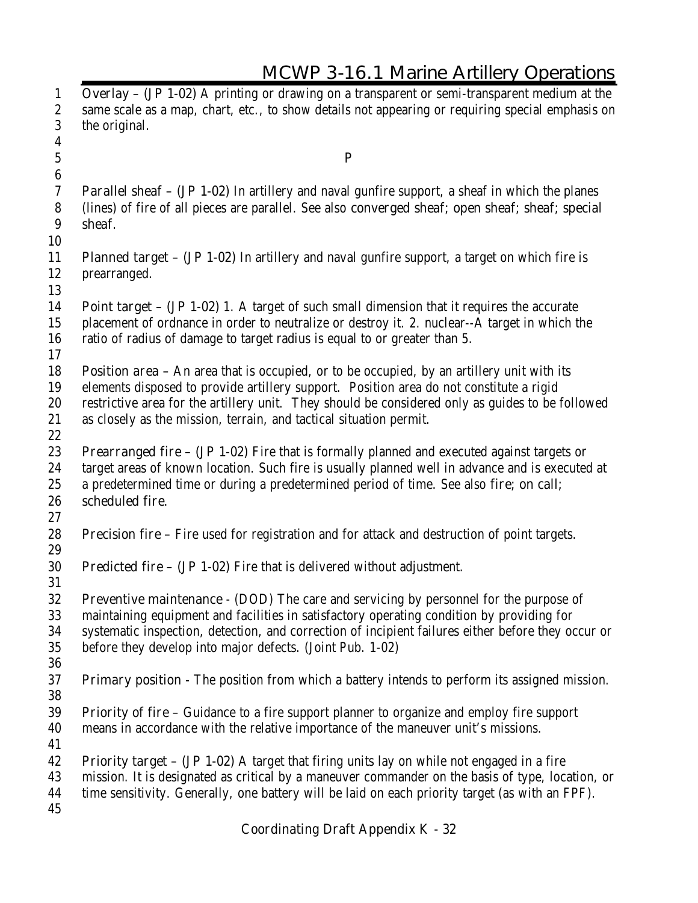Overlay – (JP 1-02) A printing or drawing on a transparent or semi-transparent medium at the same scale as a map, chart, etc., to show details not appearing or requiring special emphasis on the original.

## P

Parallel sheaf – (JP 1-02) In artillery and naval gunfire support, a sheaf in which the planes (lines) of fire of all pieces are parallel. See also converged sheaf; open sheaf; sheaf; special sheaf.

Planned target – (JP 1-02) In artillery and naval gunfire support, a target on which fire is prearranged.

Point target – (JP 1-02) 1. A target of such small dimension that it requires the accurate placement of ordnance in order to neutralize or destroy it. 2. nuclear--A target in which the ratio of radius of damage to target radius is equal to or greater than 5.

Position area – An area that is occupied, or to be occupied, by an artillery unit with its elements disposed to provide artillery support. Position area do not constitute a rigid restrictive area for the artillery unit. They should be considered only as guides to be followed as closely as the mission, terrain, and tactical situation permit.

Prearranged fire – (JP 1-02) Fire that is formally planned and executed against targets or target areas of known location. Such fire is usually planned well in advance and is executed at a predetermined time or during a predetermined period of time. See also fire; on call; scheduled fire.

Precision fire – Fire used for registration and for attack and destruction of point targets.

Predicted fire – (JP 1-02) Fire that is delivered without adjustment.

Preventive maintenance - (DOD) The care and servicing by personnel for the purpose of maintaining equipment and facilities in satisfactory operating condition by providing for systematic inspection, detection, and correction of incipient failures either before they occur or before they develop into major defects. (Joint Pub. 1-02)

Primary position - The position from which a battery intends to perform its assigned mission.

Priority of fire – Guidance to a fire support planner to organize and employ fire support means in accordance with the relative importance of the maneuver unit's missions.

Priority target – (JP 1-02) A target that firing units lay on while not engaged in a fire mission. It is designated as critical by a maneuver commander on the basis of type, location, or time sensitivity. Generally, one battery will be laid on each priority target (as with an FPF).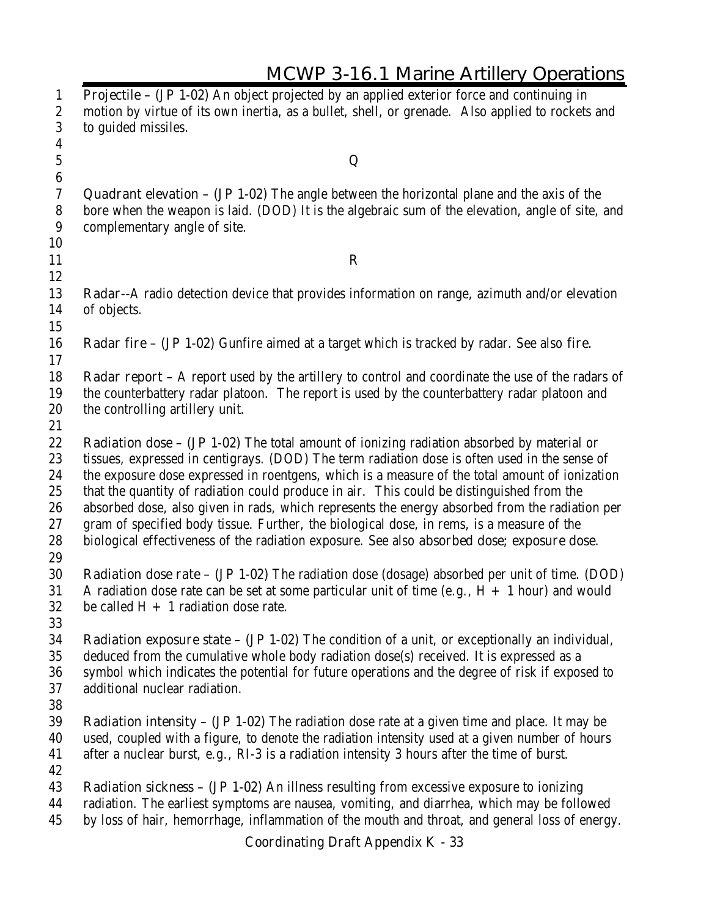**Projectile** – (JP 1-02) An object projected by an applied exterior force and continuing in motion by virtue of its own inertia, as a bullet, shell, or grenade. Also applied to rockets and to guided missiles.

## Q

**Quadrant elevation** – (JP 1-02) The angle between the horizontal plane and the axis of the bore when the weapon is laid. (DOD) It is the algebraic sum of the elevation, angle of site, and complementary angle of site.

## R

**Radar**--A radio detection device that provides information on range, azimuth and/or elevation of objects.

**Radar fire** – (JP 1-02) Gunfire aimed at a target which is tracked by radar. See also **fire**.

**Radar report** – A report used by the artillery to control and coordinate the use of the radars of the counterbattery radar platoon. The report is used by the counterbattery radar platoon and the controlling artillery unit.

**Radiation dose** – (JP 1-02) The total amount of ionizing radiation absorbed by material or tissues, expressed in centigrays. (DOD) The term radiation dose is often used in the sense of the exposure dose expressed in roentgens, which is a measure of the total amount of ionization that the quantity of radiation could produce in air. This could be distinguished from the absorbed dose, also given in rads, which represents the energy absorbed from the radiation per gram of specified body tissue. Further, the biological dose, in rems, is a measure of the biological effectiveness of the radiation exposure. See also **absorbed dose; exposure dose**.

**Radiation dose rate** – (JP 1-02) The radiation dose (dosage) absorbed per unit of time. (DOD) A radiation dose rate can be set at some particular unit of time (e.g., H + 1 hour) and would be called H + 1 radiation dose rate.

**Radiation exposure state** – (JP 1-02) The condition of a unit, or exceptionally an individual, deduced from the cumulative whole body radiation dose(s) received. It is expressed as a symbol which indicates the potential for future operations and the degree of risk if exposed to additional nuclear radiation.

**Radiation intensity** – (JP 1-02) The radiation dose rate at a given time and place. It may be used, coupled with a figure, to denote the radiation intensity used at a given number of hours after a nuclear burst, e.g., RI-3 is a radiation intensity 3 hours after the time of burst.

**Radiation sickness** – (JP 1-02) An illness resulting from excessive exposure to ionizing radiation. The earliest symptoms are nausea, vomiting, and diarrhea, which may be followed by loss of hair, hemorrhage, inflammation of the mouth and throat, and general loss of energy.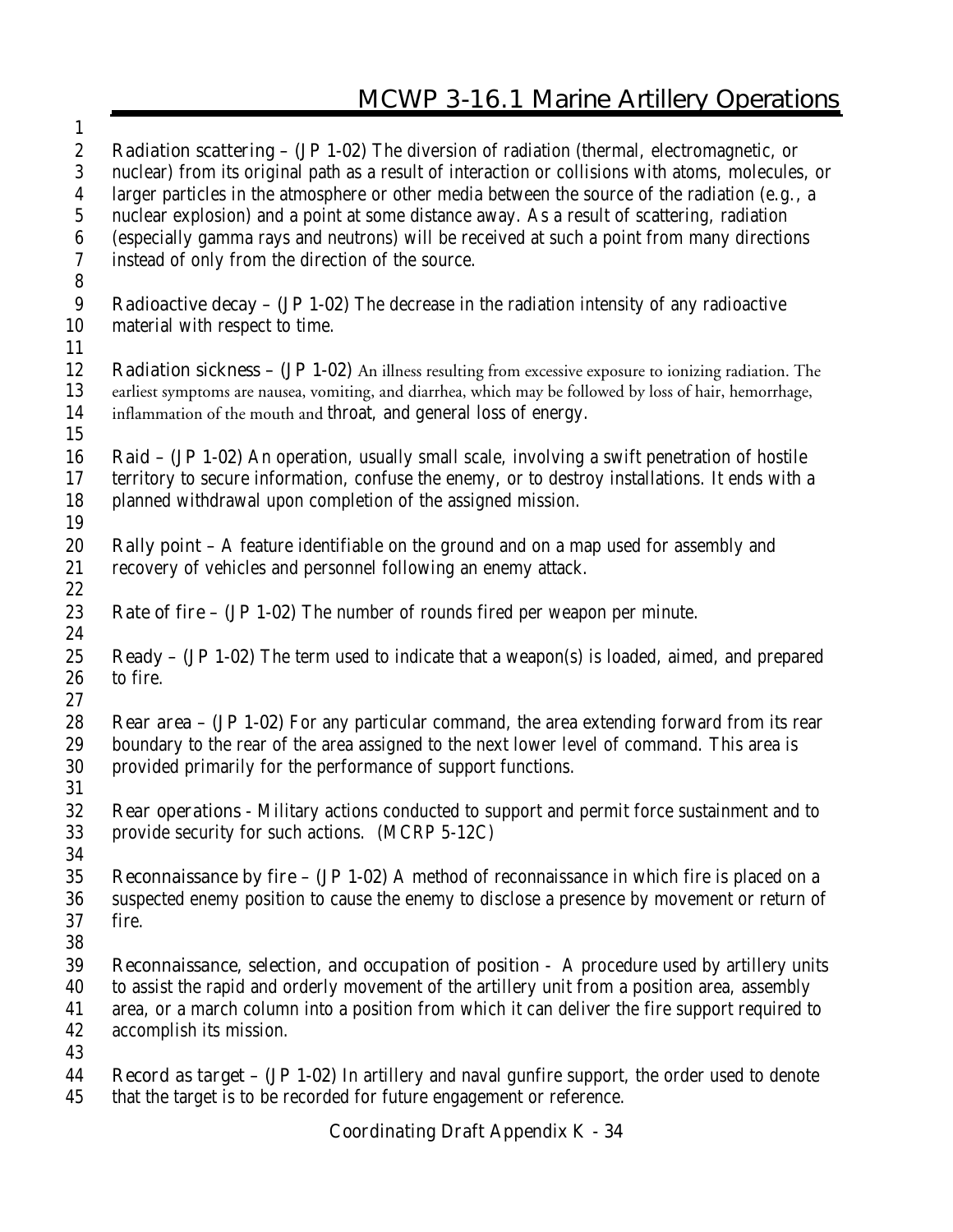Radiation scattering – (JP 1-02) The diversion of radiation (thermal, electromagnetic, or nuclear) from its original path as a result of interaction or collisions with atoms, molecules, or larger particles in the atmosphere or other media between the source of the radiation (e.g., a nuclear explosion) and a point at some distance away. As a result of scattering, radiation (especially gamma rays and neutrons) will be received at such a point from many directions instead of only from the direction of the source.

Radioactive decay – (JP 1-02) The decrease in the radiation intensity of any radioactive material with respect to time.

Radiation sickness – (JP 1-02) An illness resulting from excessive exposure to ionizing radiation. The earliest symptoms are nausea, vomiting, and diarrhea, which may be followed by loss of hair, hemorrhage, inflammation of the mouth and throat, and general loss of energy.

Raid – (JP 1-02) An operation, usually small scale, involving a swift penetration of hostile territory to secure information, confuse the enemy, or to destroy installations. It ends with a planned withdrawal upon completion of the assigned mission.

Rally point – A feature identifiable on the ground and on a map used for assembly and recovery of vehicles and personnel following an enemy attack.

Rate of fire – (JP 1-02) The number of rounds fired per weapon per minute.

Ready – (JP 1-02) The term used to indicate that a weapon(s) is loaded, aimed, and prepared to fire.

Rear area – (JP 1-02) For any particular command, the area extending forward from its rear boundary to the rear of the area assigned to the next lower level of command. This area is provided primarily for the performance of support functions.

Rear operations - Military actions conducted to support and permit force sustainment and to provide security for such actions. (MCRP 5-12C)

Reconnaissance by fire – (JP 1-02) A method of reconnaissance in which fire is placed on a suspected enemy position to cause the enemy to disclose a presence by movement or return of fire.

Reconnaissance, selection, and occupation of position - A procedure used by artillery units to assist the rapid and orderly movement of the artillery unit from a position area, assembly area, or a march column into a position from which it can deliver the fire support required to accomplish its mission.

Record as target – (JP 1-02) In artillery and naval gunfire support, the order used to denote that the target is to be recorded for future engagement or reference.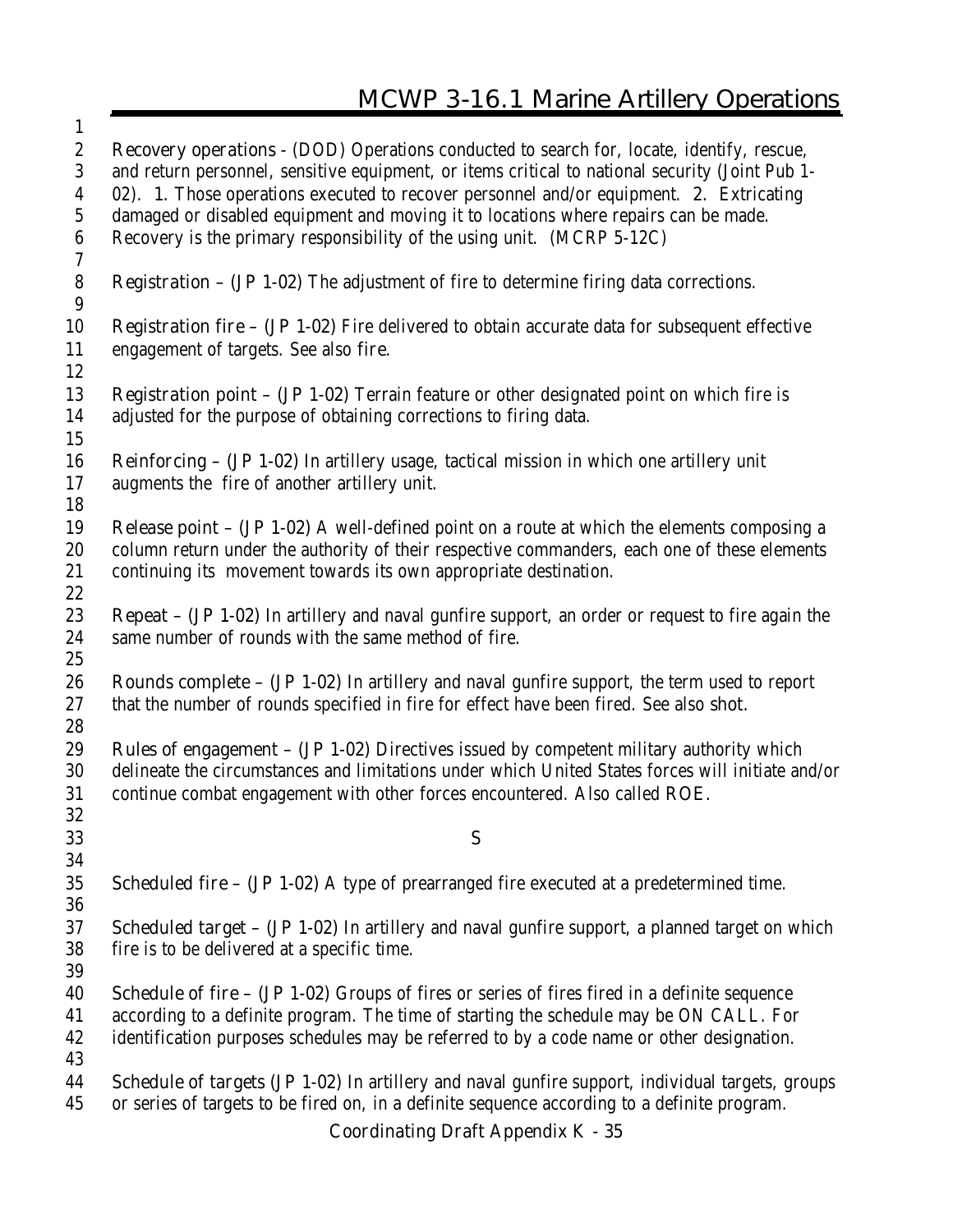Recovery operations - (DOD) Operations conducted to search for, locate, identify, rescue, and return personnel, sensitive equipment, or items critical to national security (Joint Pub 1-02). 1. Those operations executed to recover personnel and/or equipment. 2. Extricating damaged or disabled equipment and moving it to locations where repairs can be made. Recovery is the primary responsibility of the using unit. (MCRP 5-12C)

Registration – (JP 1-02) The adjustment of fire to determine firing data corrections.

Registration fire – (JP 1-02) Fire delivered to obtain accurate data for subsequent effective engagement of targets. See also fire.

Registration point – (JP 1-02) Terrain feature or other designated point on which fire is adjusted for the purpose of obtaining corrections to firing data.

Reinforcing – (JP 1-02) In artillery usage, tactical mission in which one artillery unit augments the fire of another artillery unit.

Release point – (JP 1-02) A well-defined point on a route at which the elements composing a column return under the authority of their respective commanders, each one of these elements continuing its movement towards its own appropriate destination.

Repeat – (JP 1-02) In artillery and naval gunfire support, an order or request to fire again the same number of rounds with the same method of fire.

Rounds complete – (JP 1-02) In artillery and naval gunfire support, the term used to report that the number of rounds specified in fire for effect have been fired. See also shot.

Rules of engagement – (JP 1-02) Directives issued by competent military authority which delineate the circumstances and limitations under which United States forces will initiate and/or continue combat engagement with other forces encountered. Also called ROE.

## S

Scheduled fire – (JP 1-02) A type of prearranged fire executed at a predetermined time.

Scheduled target – (JP 1-02) In artillery and naval gunfire support, a planned target on which fire is to be delivered at a specific time.

Schedule of fire – (JP 1-02) Groups of fires or series of fires fired in a definite sequence according to a definite program. The time of starting the schedule may be ON CALL. For identification purposes schedules may be referred to by a code name or other designation.

Schedule of targets (JP 1-02) In artillery and naval gunfire support, individual targets, groups or series of targets to be fired on, in a definite sequence according to a definite program.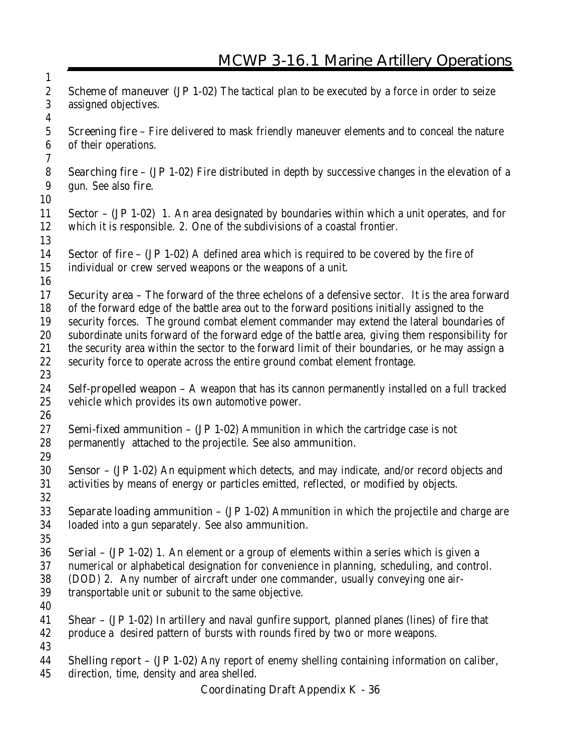Scheme of maneuver (JP 1-02) The tactical plan to be executed by a force in order to seize assigned objectives.

Screening fire – Fire delivered to mask friendly maneuver elements and to conceal the nature of their operations.

Searching fire – (JP 1-02) Fire distributed in depth by successive changes in the elevation of a gun. See also fire.

Sector – (JP 1-02) 1. An area designated by boundaries within which a unit operates, and for which it is responsible. 2. One of the subdivisions of a coastal frontier.

Sector of fire – (JP 1-02) A defined area which is required to be covered by the fire of individual or crew served weapons or the weapons of a unit.

Security area – The forward of the three echelons of a defensive sector. It is the area forward of the forward edge of the battle area out to the forward positions initially assigned to the security forces. The ground combat element commander may extend the lateral boundaries of subordinate units forward of the forward edge of the battle area, giving them responsibility for the security area within the sector to the forward limit of their boundaries, or he may assign a security force to operate across the entire ground combat element frontage.

Self-propelled weapon – A weapon that has its cannon permanently installed on a full tracked vehicle which provides its own automotive power.

Semi-fixed ammunition – (JP 1-02) Ammunition in which the cartridge case is not permanently attached to the projectile. See also ammunition.

Sensor – (JP 1-02) An equipment which detects, and may indicate, and/or record objects and activities by means of energy or particles emitted, reflected, or modified by objects.

Separate loading ammunition – (JP 1-02) Ammunition in which the projectile and charge are loaded into a gun separately. See also ammunition.

Serial – (JP 1-02) 1. An element or a group of elements within a series which is given a numerical or alphabetical designation for convenience in planning, scheduling, and control. (DOD) 2. Any number of aircraft under one commander, usually conveying one air-transportable unit or subunit to the same objective.

Shear – (JP 1-02) In artillery and naval gunfire support, planned planes (lines) of fire that produce a desired pattern of bursts with rounds fired by two or more weapons.

Shelling report – (JP 1-02) Any report of enemy shelling containing information on caliber, direction, time, density and area shelled.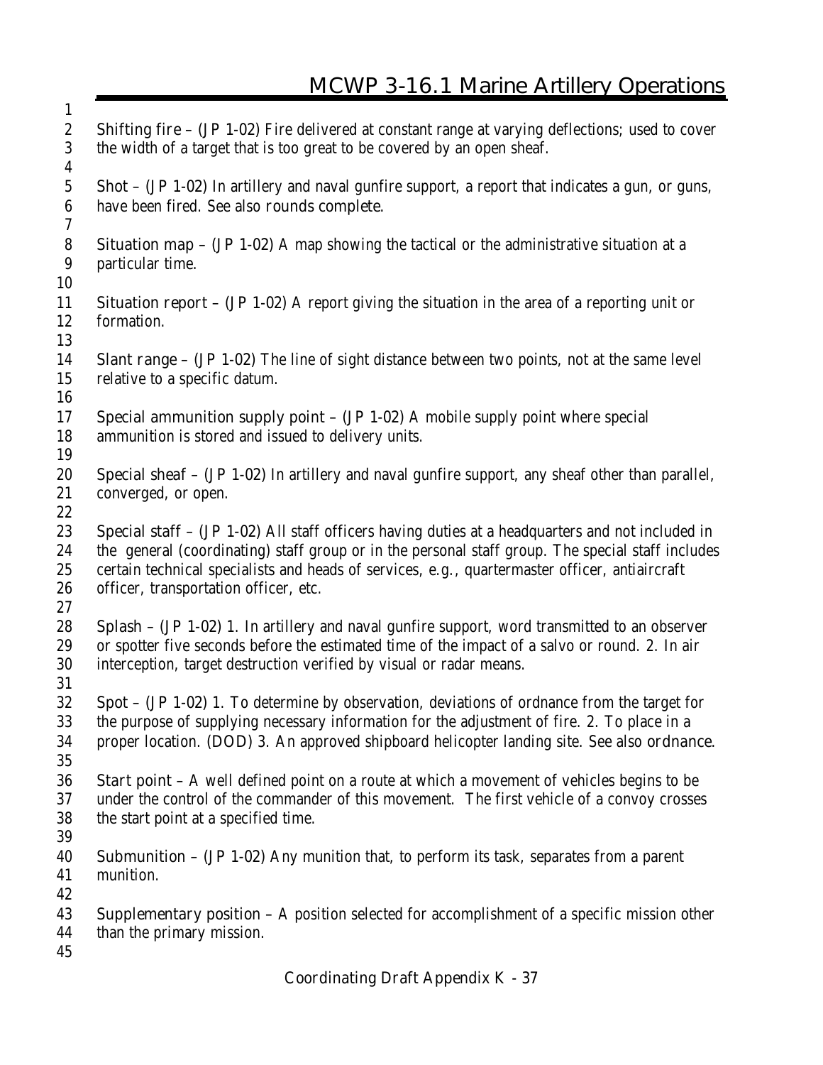Shifting fire – (JP 1-02) Fire delivered at constant range at varying deflections; used to cover the width of a target that is too great to be covered by an open sheaf.

Shot – (JP 1-02) In artillery and naval gunfire support, a report that indicates a gun, or guns, have been fired. See also rounds complete.

Situation map – (JP 1-02) A map showing the tactical or the administrative situation at a particular time.

Situation report – (JP 1-02) A report giving the situation in the area of a reporting unit or formation.

Slant range – (JP 1-02) The line of sight distance between two points, not at the same level relative to a specific datum.

Special ammunition supply point – (JP 1-02) A mobile supply point where special ammunition is stored and issued to delivery units.

Special sheaf – (JP 1-02) In artillery and naval gunfire support, any sheaf other than parallel, converged, or open.

Special staff – (JP 1-02) All staff officers having duties at a headquarters and not included in the general (coordinating) staff group or in the personal staff group. The special staff includes certain technical specialists and heads of services, e.g., quartermaster officer, antiaircraft officer, transportation officer, etc.

Splash – (JP 1-02) 1. In artillery and naval gunfire support, word transmitted to an observer or spotter five seconds before the estimated time of the impact of a salvo or round. 2. In air interception, target destruction verified by visual or radar means.

Spot – (JP 1-02) 1. To determine by observation, deviations of ordnance from the target for the purpose of supplying necessary information for the adjustment of fire. 2. To place in a proper location. (DOD) 3. An approved shipboard helicopter landing site. See also ordnance.

Start point – A well defined point on a route at which a movement of vehicles begins to be under the control of the commander of this movement. The first vehicle of a convoy crosses the start point at a specified time.

Submunition – (JP 1-02) Any munition that, to perform its task, separates from a parent munition.

Supplementary position – A position selected for accomplishment of a specific mission other than the primary mission.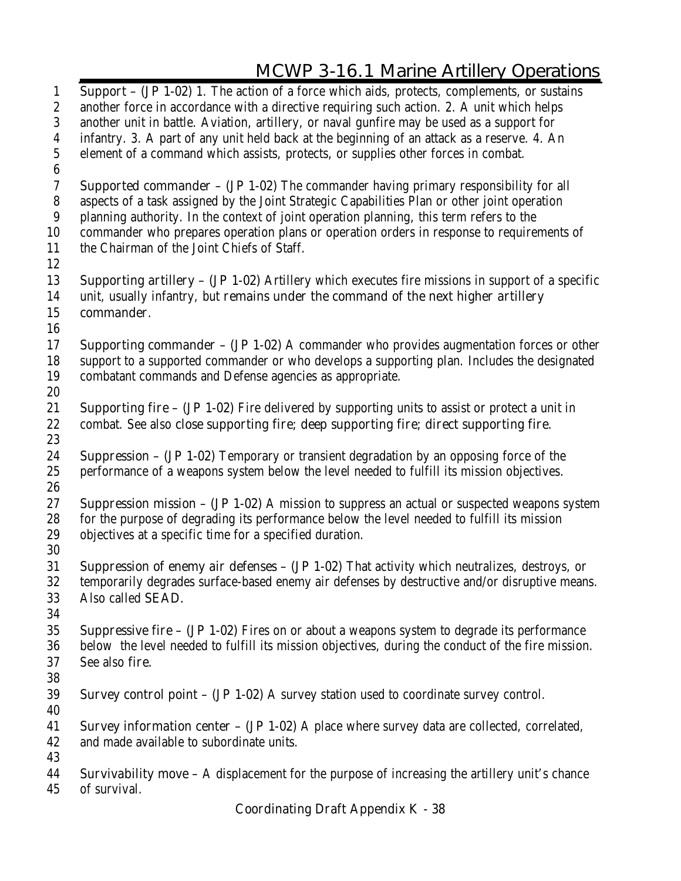**Support** – (JP 1-02) 1. The action of a force which aids, protects, complements, or sustains another force in accordance with a directive requiring such action. 2. A unit which helps another unit in battle. Aviation, artillery, or naval gunfire may be used as a support for infantry. 3. A part of any unit held back at the beginning of an attack as a reserve. 4. An element of a command which assists, protects, or supplies other forces in combat.

**Supported commander** – (JP 1-02) The commander having primary responsibility for all aspects of a task assigned by the Joint Strategic Capabilities Plan or other joint operation planning authority. In the context of joint operation planning, this term refers to the commander who prepares operation plans or operation orders in response to requirements of the Chairman of the Joint Chiefs of Staff.

**Supporting artillery** – (JP 1-02) Artillery which executes fire missions in support of a specific unit, usually infantry, but remains under the command of the next higher artillery commander.

**Supporting commander** – (JP 1-02) A commander who provides augmentation forces or other support to a supported commander or who develops a supporting plan. Includes the designated combatant commands and Defense agencies as appropriate.

**Supporting fire** – (JP 1-02) Fire delivered by supporting units to assist or protect a unit in combat. See also **close supporting fire**; **deep supporting fire**; **direct supporting fire**.

**Suppression** – (JP 1-02) Temporary or transient degradation by an opposing force of the performance of a weapons system below the level needed to fulfill its mission objectives.

**Suppression mission** – (JP 1-02) A mission to suppress an actual or suspected weapons system for the purpose of degrading its performance below the level needed to fulfill its mission objectives at a specific time for a specified duration.

**Suppression of enemy air defenses** – (JP 1-02) That activity which neutralizes, destroys, or temporarily degrades surface-based enemy air defenses by destructive and/or disruptive means. Also called SEAD.

**Suppressive fire** – (JP 1-02) Fires on or about a weapons system to degrade its performance below the level needed to fulfill its mission objectives, during the conduct of the fire mission. See also **fire**.

**Survey control point** – (JP 1-02) A survey station used to coordinate survey control.

**Survey information center** – (JP 1-02) A place where survey data are collected, correlated, and made available to subordinate units.

**Survivability move** – A displacement for the purpose of increasing the artillery unit's chance of survival.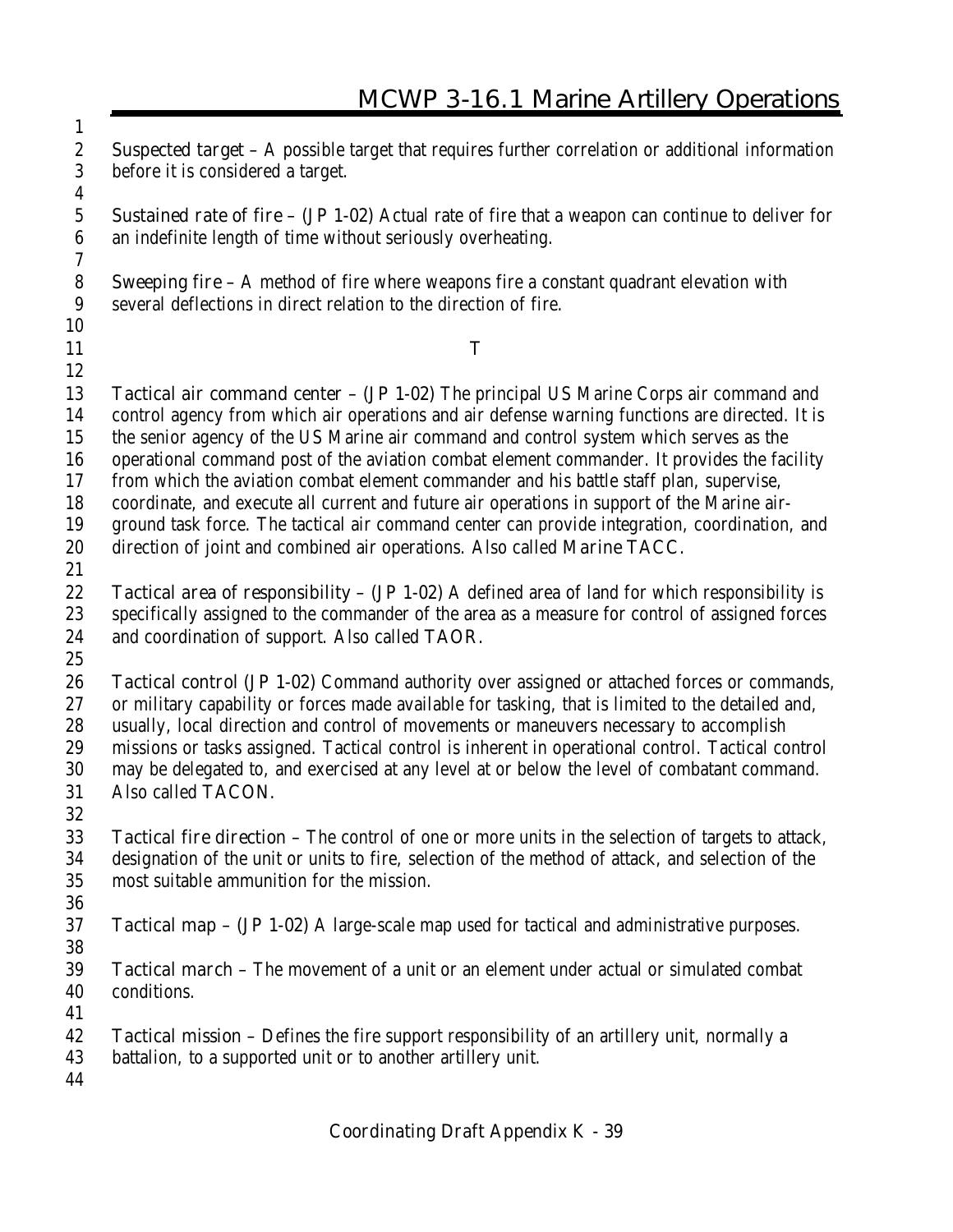**Suspected target** – A possible target that requires further correlation or additional information before it is considered a target.

**Sustained rate of fire** – (JP 1-02) Actual rate of fire that a weapon can continue to deliver for an indefinite length of time without seriously overheating.

**Sweeping fire** – A method of fire where weapons fire a constant quadrant elevation with several deflections in direct relation to the direction of fire.

## T

**Tactical air command center** – (JP 1-02) The principal US Marine Corps air command and control agency from which air operations and air defense warning functions are directed. It is the senior agency of the US Marine air command and control system which serves as the operational command post of the aviation combat element commander. It provides the facility from which the aviation combat element commander and his battle staff plan, supervise, coordinate, and execute all current and future air operations in support of the Marine air-ground task force. The tactical air command center can provide integration, coordination, and direction of joint and combined air operations. Also called **Marine TACC.**

**Tactical area of responsibility** – (JP 1-02) A defined area of land for which responsibility is specifically assigned to the commander of the area as a measure for control of assigned forces and coordination of support. Also called **TAOR.**

**Tactical control** (JP 1-02) Command authority over assigned or attached forces or commands, or military capability or forces made available for tasking, that is limited to the detailed and, usually, local direction and control of movements or maneuvers necessary to accomplish missions or tasks assigned. Tactical control is inherent in operational control. Tactical control may be delegated to, and exercised at any level at or below the level of combatant command. Also called **TACON.**

**Tactical fire direction** – The control of one or more units in the selection of targets to attack, designation of the unit or units to fire, selection of the method of attack, and selection of the most suitable ammunition for the mission.

**Tactical map** – (JP 1-02) A large-scale map used for tactical and administrative purposes.

**Tactical march** – The movement of a unit or an element under actual or simulated combat conditions.

**Tactical mission** – Defines the fire support responsibility of an artillery unit, normally a battalion, to a supported unit or to another artillery unit.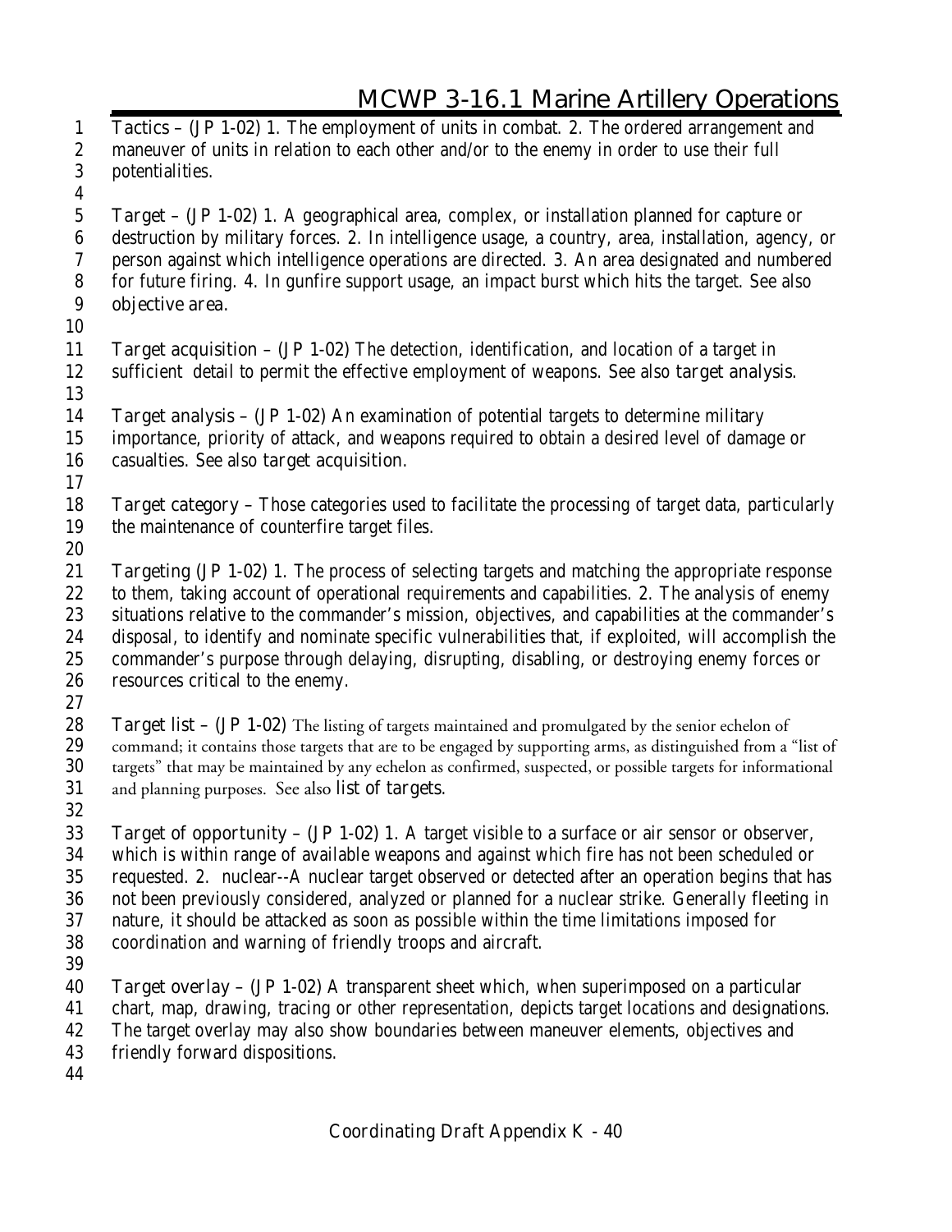Tactics – (JP 1-02) 1. The employment of units in combat. 2. The ordered arrangement and maneuver of units in relation to each other and/or to the enemy in order to use their full potentialities.

Target – (JP 1-02) 1. A geographical area, complex, or installation planned for capture or destruction by military forces. 2. In intelligence usage, a country, area, installation, agency, or person against which intelligence operations are directed. 3. An area designated and numbered for future firing. 4. In gunfire support usage, an impact burst which hits the target. See also objective area.

Target acquisition – (JP 1-02) The detection, identification, and location of a target in sufficient detail to permit the effective employment of weapons. See also target analysis.

Target analysis – (JP 1-02) An examination of potential targets to determine military importance, priority of attack, and weapons required to obtain a desired level of damage or casualties. See also target acquisition.

Target category – Those categories used to facilitate the processing of target data, particularly the maintenance of counterfire target files.

Targeting (JP 1-02) 1. The process of selecting targets and matching the appropriate response to them, taking account of operational requirements and capabilities. 2. The analysis of enemy situations relative to the commander's mission, objectives, and capabilities at the commander's disposal, to identify and nominate specific vulnerabilities that, if exploited, will accomplish the commander's purpose through delaying, disrupting, disabling, or destroying enemy forces or resources critical to the enemy.

Target list – (JP 1-02) The listing of targets maintained and promulgated by the senior echelon of command; it contains those targets that are to be engaged by supporting arms, as distinguished from a "list of targets" that may be maintained by any echelon as confirmed, suspected, or possible targets for informational and planning purposes. See also list of targets.

Target of opportunity – (JP 1-02) 1. A target visible to a surface or air sensor or observer, which is within range of available weapons and against which fire has not been scheduled or requested. 2. nuclear--A nuclear target observed or detected after an operation begins that has not been previously considered, analyzed or planned for a nuclear strike. Generally fleeting in nature, it should be attacked as soon as possible within the time limitations imposed for coordination and warning of friendly troops and aircraft.

Target overlay – (JP 1-02) A transparent sheet which, when superimposed on a particular chart, map, drawing, tracing or other representation, depicts target locations and designations. The target overlay may also show boundaries between maneuver elements, objectives and friendly forward dispositions.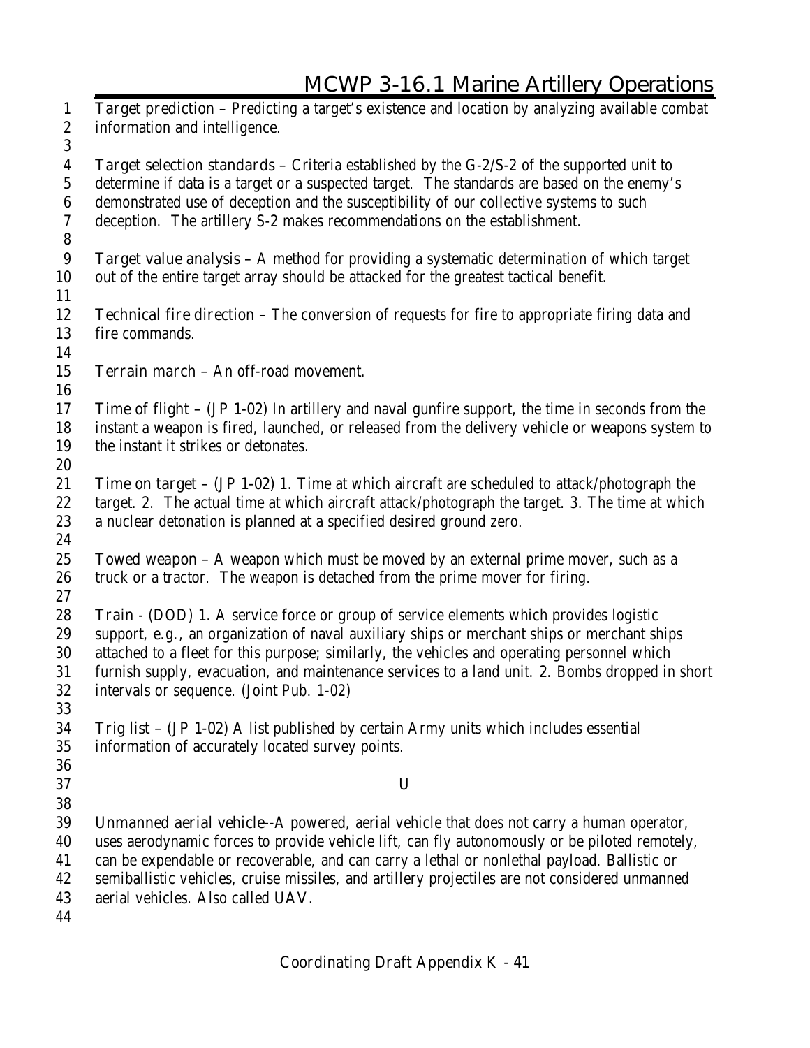**Target prediction** – Predicting a target's existence and location by analyzing available combat information and intelligence.

**Target selection standards** – Criteria established by the G-2/S-2 of the supported unit to determine if data is a target or a suspected target. The standards are based on the enemy's demonstrated use of deception and the susceptibility of our collective systems to such deception. The artillery S-2 makes recommendations on the establishment.

**Target value analysis** – A method for providing a systematic determination of which target out of the entire target array should be attacked for the greatest tactical benefit.

**Technical fire direction** – The conversion of requests for fire to appropriate firing data and fire commands.

**Terrain march** – An off-road movement.

**Time of flight** – (JP 1-02) In artillery and naval gunfire support, the time in seconds from the instant a weapon is fired, launched, or released from the delivery vehicle or weapons system to the instant it strikes or detonates.

**Time on target** – (JP 1-02) 1. Time at which aircraft are scheduled to attack/photograph the target. 2. The actual time at which aircraft attack/photograph the target. 3. The time at which a nuclear detonation is planned at a specified desired ground zero.

**Towed weapon** – A weapon which must be moved by an external prime mover, such as a truck or a tractor. The weapon is detached from the prime mover for firing.

**Train** - (DOD) 1. A service force or group of service elements which provides logistic support, e.g., an organization of naval auxiliary ships or merchant ships or merchant ships attached to a fleet for this purpose; similarly, the vehicles and operating personnel which furnish supply, evacuation, and maintenance services to a land unit. 2. Bombs dropped in short intervals or sequence. (Joint Pub. 1-02)

**Trig list** – (JP 1-02) A list published by certain Army units which includes essential information of accurately located survey points.

## U

**Unmanned aerial vehicle**--A powered, aerial vehicle that does not carry a human operator, uses aerodynamic forces to provide vehicle lift, can fly autonomously or be piloted remotely, can be expendable or recoverable, and can carry a lethal or nonlethal payload. Ballistic or semiballistic vehicles, cruise missiles, and artillery projectiles are not considered unmanned aerial vehicles. Also called UAV.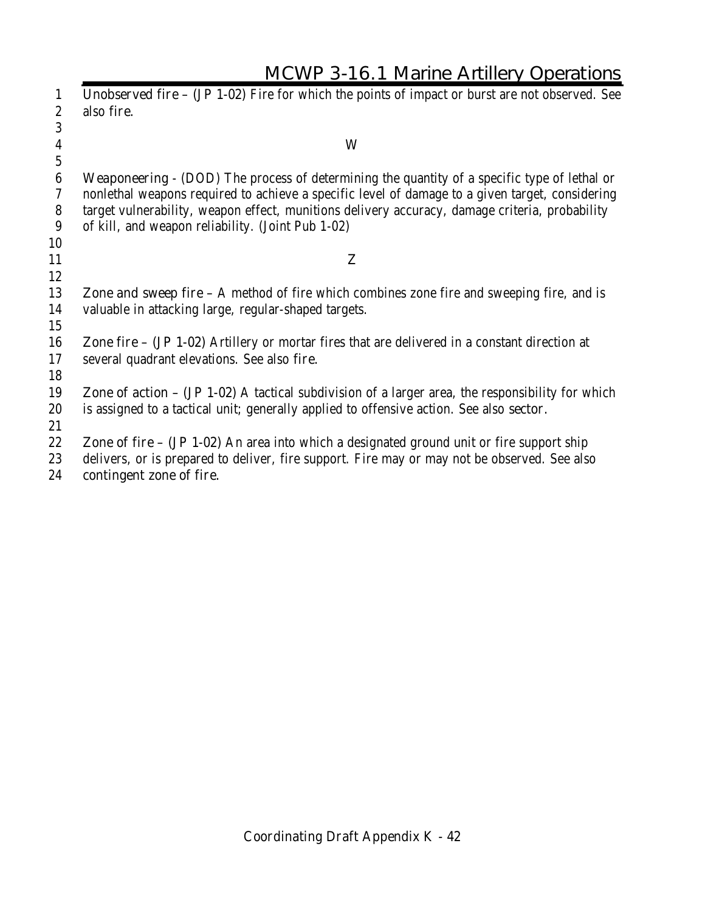**Unobserved fire** – (JP 1-02) Fire for which the points of impact or burst are not observed. See also **fire**.

## W

**Weaponeering** - (DOD) The process of determining the quantity of a specific type of lethal or nonlethal weapons required to achieve a specific level of damage to a given target, considering target vulnerability, weapon effect, munitions delivery accuracy, damage criteria, probability of kill, and weapon reliability. (Joint Pub 1-02)

## Z

**Zone and sweep fire** – A method of fire which combines zone fire and sweeping fire, and is valuable in attacking large, regular-shaped targets.

**Zone fire** – (JP 1-02) Artillery or mortar fires that are delivered in a constant direction at several quadrant elevations. See also **fire**.

**Zone of action** – (JP 1-02) A tactical subdivision of a larger area, the responsibility for which is assigned to a tactical unit; generally applied to offensive action. See also **sector**.

**Zone of fire** – (JP 1-02) An area into which a designated ground unit or fire support ship delivers, or is prepared to deliver, fire support. Fire may or may not be observed. See also **contingent zone of fire**.